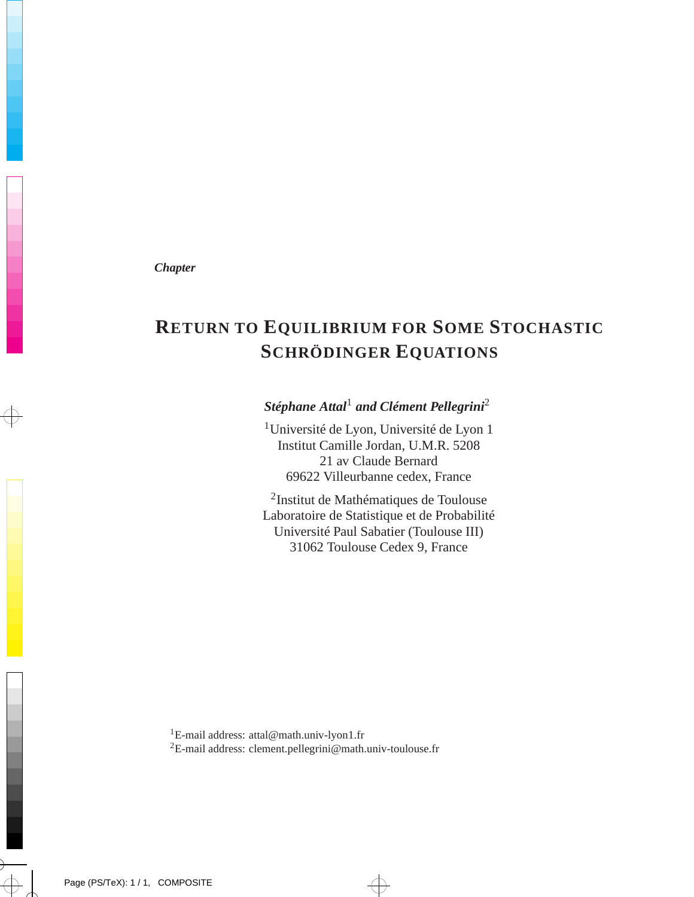*Chapter*

# RETURN TO EQUILIBRIUM FOR SOME STOCHASTIC SCHRÖDINGER EQUATIONS

***Stéphane Attal[1] and Clément Pellegrini[2]***

[1]Université de Lyon, Université de Lyon 1
Institut Camille Jordan, U.M.R. 5208
21 av Claude Bernard
69622 Villeurbanne cedex, France

[2]Institut de Mathématiques de Toulouse
Laboratoire de Statistique et de Probabilité
Université Paul Sabatier (Toulouse III)
31062 Toulouse Cedex 9, France

[1]E-mail address: attal@math.univ-lyon1.fr
[2]E-mail address: clement.pellegrini@math.univ-toulouse.fr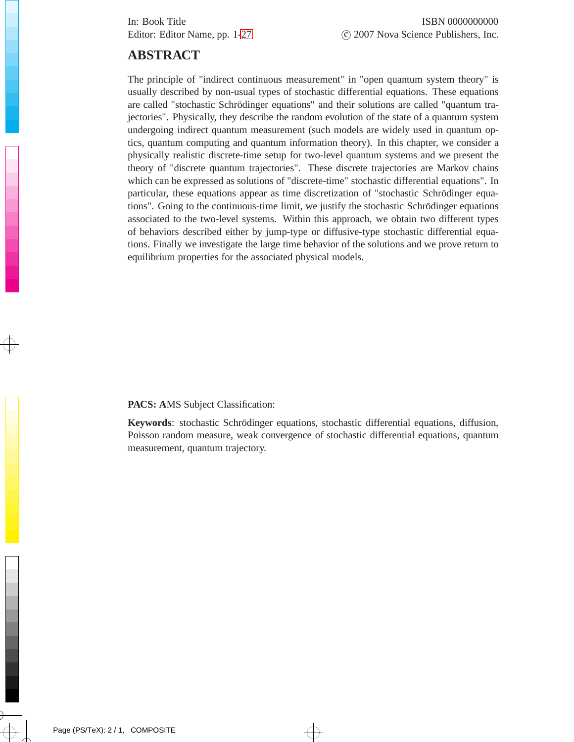## ABSTRACT

The principle of "indirect continuous measurement" in "open quantum system theory" is usually described by non-usual types of stochastic differential equations. These equations are called "stochastic Schrödinger equations" and their solutions are called "quantum trajectories". Physically, they describe the random evolution of the state of a quantum system undergoing indirect quantum measurement (such models are widely used in quantum optics, quantum computing and quantum information theory). In this chapter, we consider a physically realistic discrete-time setup for two-level quantum systems and we present the theory of "discrete quantum trajectories". These discrete trajectories are Markov chains which can be expressed as solutions of "discrete-time" stochastic differential equations". In particular, these equations appear as time discretization of "stochastic Schrödinger equations". Going to the continuous-time limit, we justify the stochastic Schrödinger equations associated to the two-level systems. Within this approach, we obtain two different types of behaviors described either by jump-type or diffusive-type stochastic differential equations. Finally we investigate the large time behavior of the solutions and we prove return to equilibrium properties for the associated physical models.

**PACS: A**MS Subject Classification:

**Keywords**: stochastic Schrödinger equations, stochastic differential equations, diffusion, Poisson random measure, weak convergence of stochastic differential equations, quantum measurement, quantum trajectory.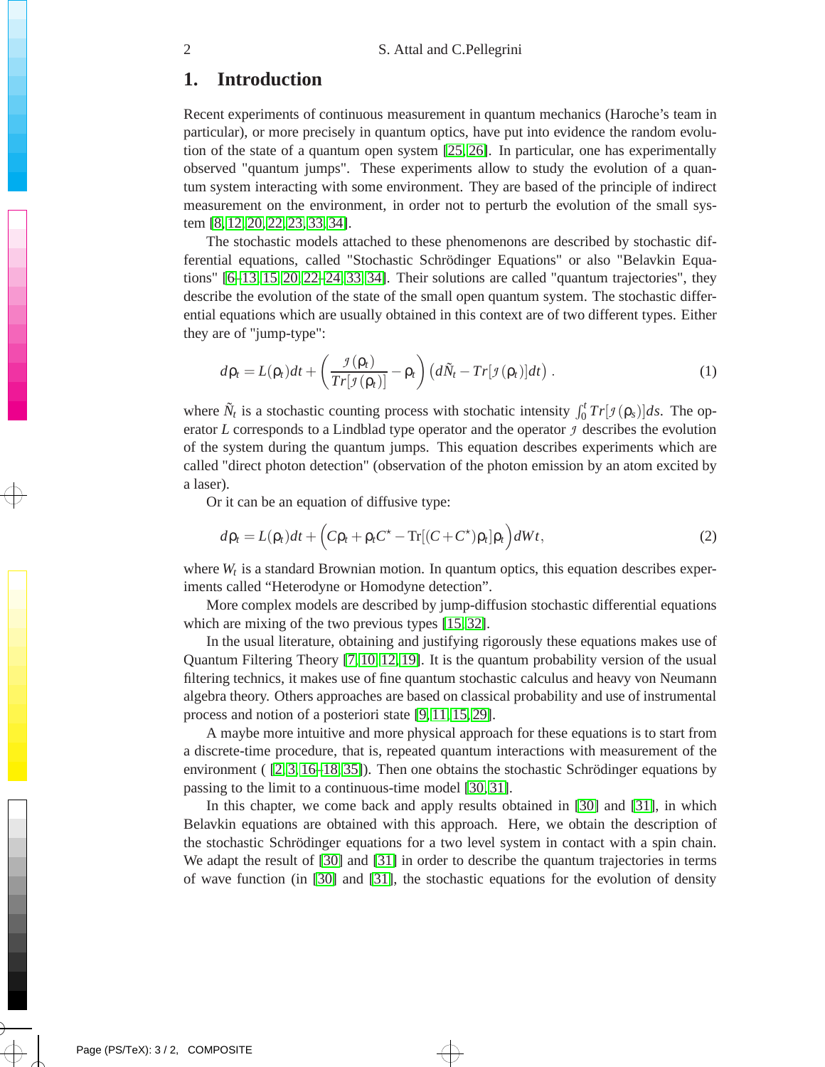## 1. Introduction

Recent experiments of continuous measurement in quantum mechanics (Haroche's team in particular), or more precisely in quantum optics, have put into evidence the random evolution of the state of a quantum open system [25, 26]. In particular, one has experimentally observed "quantum jumps". These experiments allow to study the evolution of a quantum system interacting with some environment. They are based of the principle of indirect measurement on the environment, in order not to perturb the evolution of the small system [8, 12, 20, 22, 23, 33, 34].

The stochastic models attached to these phenomenons are described by stochastic differential equations, called "Stochastic Schrödinger Equations" or also "Belavkin Equations" [6–13, 15, 20, 22–24, 33, 34]. Their solutions are called "quantum trajectories", they describe the evolution of the state of the small open quantum system. The stochastic differential equations which are usually obtained in this context are of two different types. Either they are of "jump-type":

$$d\rho_t = L(\rho_t)dt + \left(\frac{\mathcal{J}(\rho_t)}{Tr[\mathcal{J}(\rho_t)]} - \rho_t\right)\left(d\tilde{N}_t - Tr[\mathcal{J}(\rho_t)]dt\right). \tag{1}$$

where $\tilde{N}_t$ is a stochastic counting process with stochatic intensity $\int_0^t Tr[\mathcal{J}(\rho_s)]ds$. The operator $L$ corresponds to a Lindblad type operator and the operator $\mathcal{J}$ describes the evolution of the system during the quantum jumps. This equation describes experiments which are called "direct photon detection" (observation of the photon emission by an atom excited by a laser).

Or it can be an equation of diffusive type:

$$d\rho_t = L(\rho_t)dt + \Big(C\rho_t + \rho_t C^\star - \mathrm{Tr}[(C + C^\star)\rho_t]\rho_t\Big)dWt, \tag{2}$$

where $W_t$ is a standard Brownian motion. In quantum optics, this equation describes experiments called "Heterodyne or Homodyne detection".

More complex models are described by jump-diffusion stochastic differential equations which are mixing of the two previous types [15, 32].

In the usual literature, obtaining and justifying rigorously these equations makes use of Quantum Filtering Theory [7, 10, 12, 19]. It is the quantum probability version of the usual filtering technics, it makes use of fine quantum stochastic calculus and heavy von Neumann algebra theory. Others approaches are based on classical probability and use of instrumental process and notion of a posteriori state [9, 11, 15, 29].

A maybe more intuitive and more physical approach for these equations is to start from a discrete-time procedure, that is, repeated quantum interactions with measurement of the environment ( [2, 3, 16–18, 35]). Then one obtains the stochastic Schrödinger equations by passing to the limit to a continuous-time model [30, 31].

In this chapter, we come back and apply results obtained in [30] and [31], in which Belavkin equations are obtained with this approach. Here, we obtain the description of the stochastic Schrödinger equations for a two level system in contact with a spin chain. We adapt the result of [30] and [31] in order to describe the quantum trajectories in terms of wave function (in [30] and [31], the stochastic equations for the evolution of density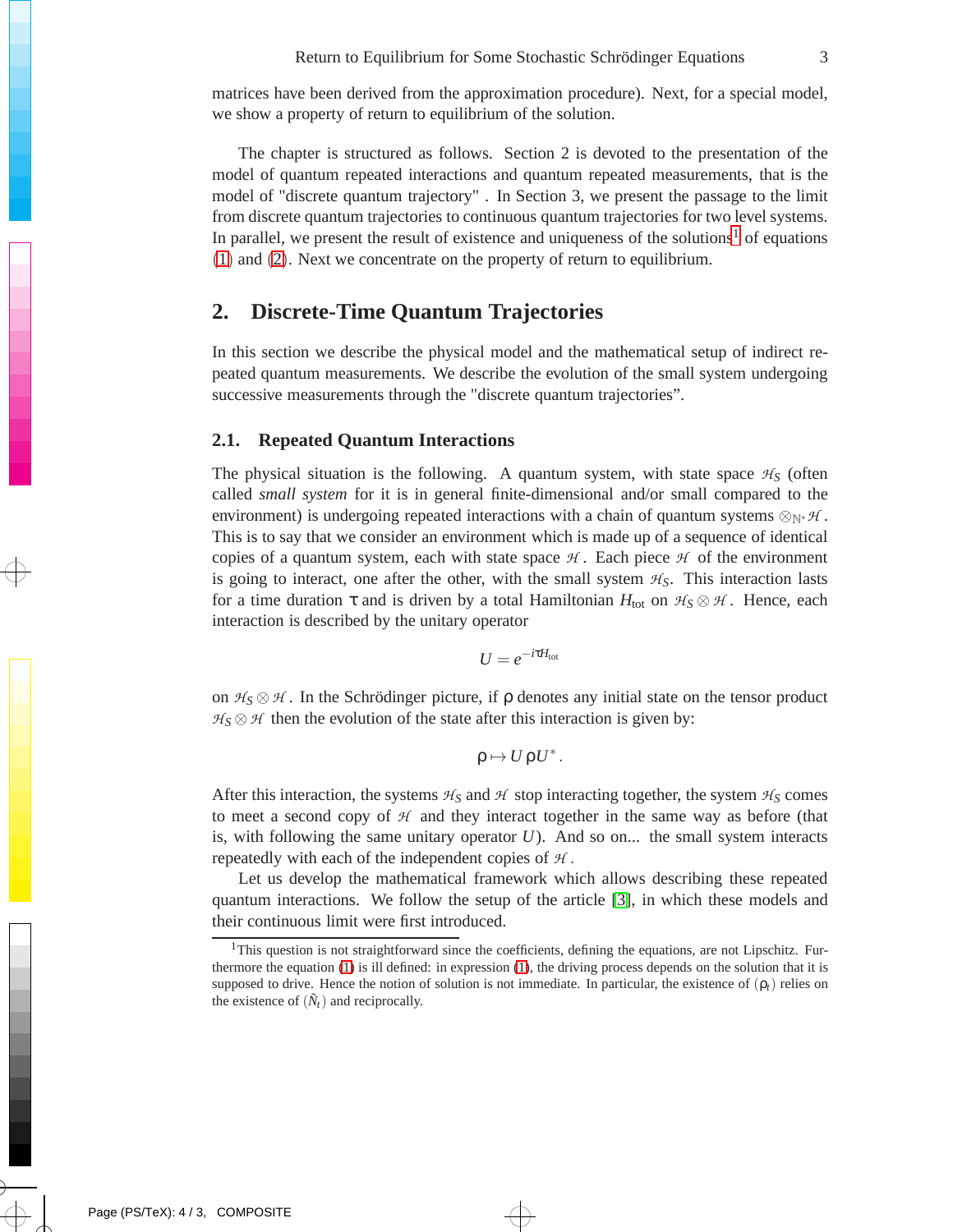matrices have been derived from the approximation procedure). Next, for a special model, we show a property of return to equilibrium of the solution.

The chapter is structured as follows. Section 2 is devoted to the presentation of the model of quantum repeated interactions and quantum repeated measurements, that is the model of "discrete quantum trajectory" . In Section 3, we present the passage to the limit from discrete quantum trajectories to continuous quantum trajectories for two level systems. In parallel, we present the result of existence and uniqueness of the solutions[1] of equations (1) and (2). Next we concentrate on the property of return to equilibrium.

## 2. Discrete-Time Quantum Trajectories

In this section we describe the physical model and the mathematical setup of indirect repeated quantum measurements. We describe the evolution of the small system undergoing successive measurements through the "discrete quantum trajectories".

### 2.1. Repeated Quantum Interactions

The physical situation is the following. A quantum system, with state space $\mathcal{H}_S$ (often called *small system* for it is in general finite-dimensional and/or small compared to the environment) is undergoing repeated interactions with a chain of quantum systems $\otimes_{\mathbb{N}^*}\mathcal{H}$. This is to say that we consider an environment which is made up of a sequence of identical copies of a quantum system, each with state space $\mathcal{H}$. Each piece $\mathcal{H}$ of the environment is going to interact, one after the other, with the small system $\mathcal{H}_S$. This interaction lasts for a time duration $\tau$ and is driven by a total Hamiltonian $H_{\text{tot}}$ on $\mathcal{H}_S \otimes \mathcal{H}$. Hence, each interaction is described by the unitary operator

$$U = e^{-i\tau H_{\text{tot}}}$$

on $\mathcal{H}_S \otimes \mathcal{H}$. In the Schrödinger picture, if $\rho$ denotes any initial state on the tensor product $\mathcal{H}_S \otimes \mathcal{H}$ then the evolution of the state after this interaction is given by:

$$\rho \mapsto U\rho U^*.$$

After this interaction, the systems $\mathcal{H}_S$ and $\mathcal{H}$ stop interacting together, the system $\mathcal{H}_S$ comes to meet a second copy of $\mathcal{H}$ and they interact together in the same way as before (that is, with following the same unitary operator $U$). And so on... the small system interacts repeatedly with each of the independent copies of $\mathcal{H}$.

Let us develop the mathematical framework which allows describing these repeated quantum interactions. We follow the setup of the article [3], in which these models and their continuous limit were first introduced.

[1] This question is not straightforward since the coefficients, defining the equations, are not Lipschitz. Furthermore the equation (1) is ill defined: in expression (1), the driving process depends on the solution that it is supposed to drive. Hence the notion of solution is not immediate. In particular, the existence of $(\rho_t)$ relies on the existence of $(\tilde{N}_t)$ and reciprocally.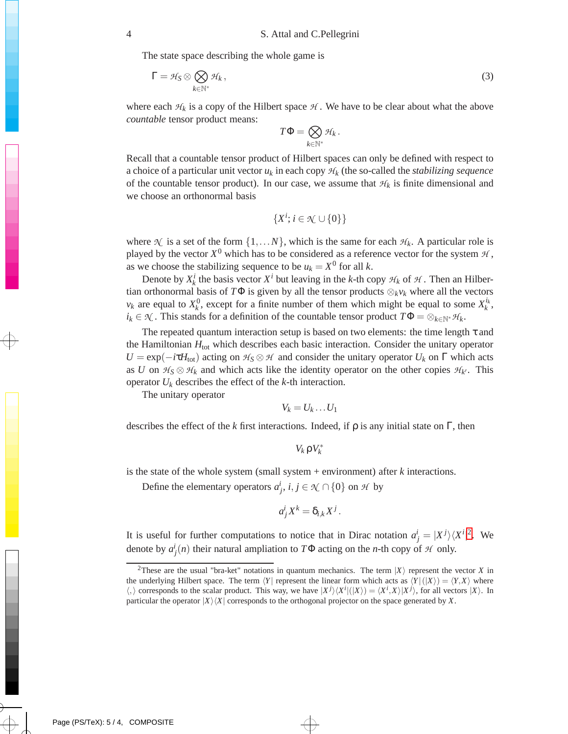The state space describing the whole game is

$$\Gamma = \mathcal{H}_S \otimes \bigotimes_{k\in\mathbb{N}^*} \mathcal{H}_k\,, \tag{3}$$

where each $\mathcal{H}_k$ is a copy of the Hilbert space $\mathcal{H}$. We have to be clear about what the above *countable* tensor product means:

$$T\Phi = \bigotimes_{k\in\mathbb{N}^*} \mathcal{H}_k\,.$$

Recall that a countable tensor product of Hilbert spaces can only be defined with respect to a choice of a particular unit vector $u_k$ in each copy $\mathcal{H}_k$ (the so-called the *stabilizing sequence* of the countable tensor product). In our case, we assume that $\mathcal{H}_k$ is finite dimensional and we choose an orthonormal basis

$$\{X^i;\, i\in\mathcal{N}\cup\{0\}\}$$

where $\mathcal{N}$ is a set of the form $\{1,\dots N\}$, which is the same for each $\mathcal{H}_k$. A particular role is played by the vector $X^0$ which has to be considered as a reference vector for the system $\mathcal{H}$, as we choose the stabilizing sequence to be $u_k = X^0$ for all $k$.

Denote by $X^i_k$ the basis vector $X^i$ but leaving in the $k$-th copy $\mathcal{H}_k$ of $\mathcal{H}$. Then an Hilbertian orthonormal basis of $T\Phi$ is given by all the tensor products $\otimes_k v_k$ where all the vectors $v_k$ are equal to $X^0_k$, except for a finite number of them which might be equal to some $X^{i_k}_k$, $i_k\in\mathcal{N}$. This stands for a definition of the countable tensor product $T\Phi = \otimes_{k\in\mathbb{N}^*}\mathcal{H}_k$.

The repeated quantum interaction setup is based on two elements: the time length $\tau$ and the Hamiltonian $H_{\text{tot}}$ which describes each basic interaction. Consider the unitary operator $U=\exp(-i\tau H_{\text{tot}})$ acting on $\mathcal{H}_S\otimes\mathcal{H}$ and consider the unitary operator $U_k$ on $\Gamma$ which acts as $U$ on $\mathcal{H}_S\otimes\mathcal{H}_k$ and which acts like the identity operator on the other copies $\mathcal{H}_{k'}$. This operator $U_k$ describes the effect of the $k$-th interaction.

The unitary operator

$$V_k = U_k\dots U_1$$

describes the effect of the $k$ first interactions. Indeed, if $\rho$ is any initial state on $\Gamma$, then

$$V_k\,\rho\, V_k^*$$

is the state of the whole system (small system + environment) after $k$ interactions.

Define the elementary operators $a^i_j$, $i,j\in\mathcal{N}\cap\{0\}$ on $\mathcal{H}$ by

$$a^i_j X^k = \delta_{i,k} X^j\,.$$

It is useful for further computations to notice that in Dirac notation $a^i_j = |X^j\rangle\langle X^i|$[2]. We denote by $a^i_j(n)$ their natural ampliation to $T\Phi$ acting on the $n$-th copy of $\mathcal{H}$ only.

[2] These are the usual "bra-ket" notations in quantum mechanics. The term $|X\rangle$ represent the vector $X$ in the underlying Hilbert space. The term $\langle Y|$ represent the linear form which acts as $\langle Y|(|X\rangle) = \langle Y,X\rangle$ where $\langle,\rangle$ corresponds to the scalar product. This way, we have $|X^j\rangle\langle X^i|(|X\rangle) = \langle X^i, X\rangle|X^j\rangle$, for all vectors $|X\rangle$. In particular the operator $|X\rangle\langle X|$ corresponds to the orthogonal projector on the space generated by $X$.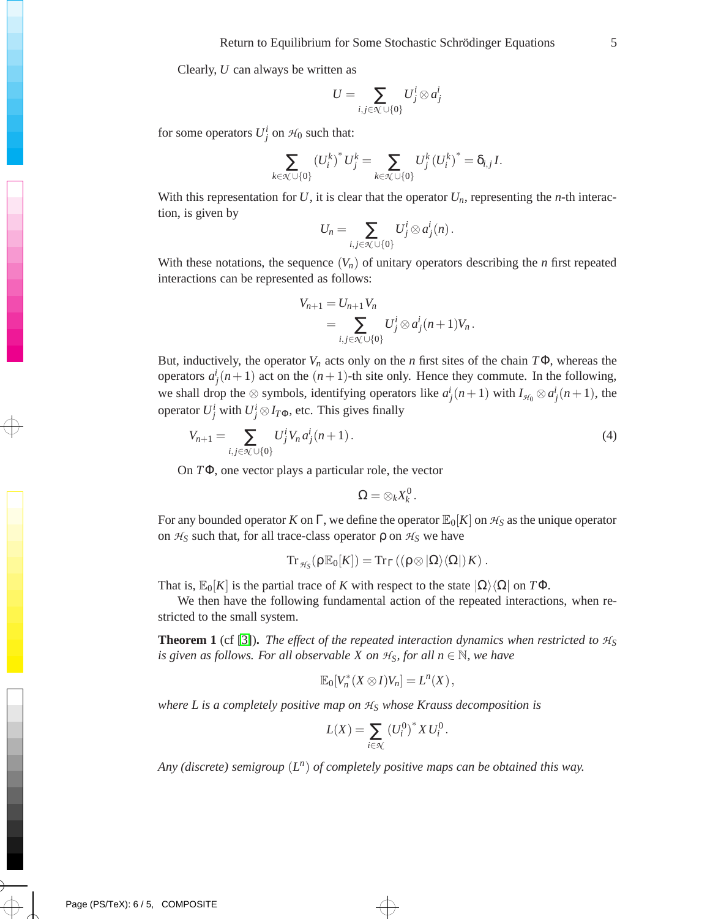Clearly, $U$ can always be written as

$$U = \sum_{i,j \in \mathcal{N} \cup \{0\}} U^i_j \otimes a^i_j$$

for some operators $U^i_j$ on $\mathcal{H}_0$ such that:

$$\sum_{k \in \mathcal{N} \cup \{0\}} (U^k_i)^* U^k_j = \sum_{k \in \mathcal{N} \cup \{0\}} U^k_j (U^k_i)^* = \delta_{i,j} I.$$

With this representation for $U$, it is clear that the operator $U_n$, representing the $n$-th interaction, is given by

$$U_n = \sum_{i,j \in \mathcal{N} \cup \{0\}} U^i_j \otimes a^i_j(n) .$$

With these notations, the sequence $(V_n)$ of unitary operators describing the $n$ first repeated interactions can be represented as follows:

$$\begin{aligned} V_{n+1} &= U_{n+1} V_n \\ &= \sum_{i,j \in \mathcal{N} \cup \{0\}} U^i_j \otimes a^i_j(n+1) V_n . \end{aligned}$$

But, inductively, the operator $V_n$ acts only on the $n$ first sites of the chain $T\Phi$, whereas the operators $a^i_j(n+1)$ act on the $(n+1)$-th site only. Hence they commute. In the following, we shall drop the $\otimes$ symbols, identifying operators like $a^i_j(n+1)$ with $I_{\mathcal{H}_0} \otimes a^i_j(n+1)$, the operator $U^i_j$ with $U^i_j \otimes I_{T\Phi}$, etc. This gives finally

$$V_{n+1} = \sum_{i,j \in \mathcal{N} \cup \{0\}} U^i_j V_n \, a^i_j(n+1) . \tag{4}$$

On $T\Phi$, one vector plays a particular role, the vector

$$\Omega = \otimes_k X^0_k .$$

For any bounded operator $K$ on $\Gamma$, we define the operator $\mathbb{E}_0[K]$ on $\mathcal{H}_S$ as the unique operator on $\mathcal{H}_S$ such that, for all trace-class operator $\rho$ on $\mathcal{H}_S$ we have

$$\mathrm{Tr}_{\mathcal{H}_S}(\rho \mathbb{E}_0[K]) = \mathrm{Tr}_\Gamma \left( (\rho \otimes |\Omega\rangle\langle\Omega|) K \right) .$$

That is, $\mathbb{E}_0[K]$ is the partial trace of $K$ with respect to the state $|\Omega\rangle\langle\Omega|$ on $T\Phi$.

We then have the following fundamental action of the repeated interactions, when restricted to the small system.

**Theorem 1** (cf [3]). *The effect of the repeated interaction dynamics when restricted to $\mathcal{H}_S$ is given as follows. For all observable $X$ on $\mathcal{H}_S$, for all $n \in \mathbb{N}$, we have*

$$\mathbb{E}_0[V_n^* (X \otimes I) V_n] = L^n(X) ,$$

*where $L$ is a completely positive map on $\mathcal{H}_S$ whose Krauss decomposition is*

$$L(X) = \sum_{i \in \mathcal{N}} (U^0_i)^* X \, U^0_i .$$

*Any (discrete) semigroup $(L^n)$ of completely positive maps can be obtained this way.*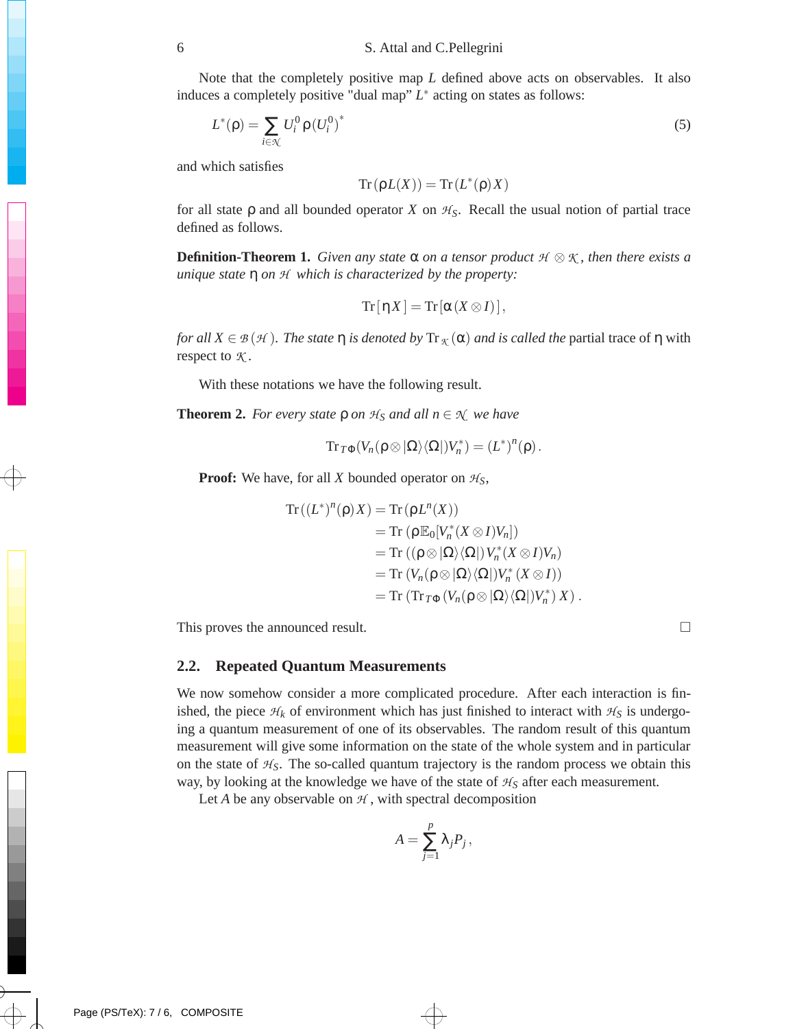Note that the completely positive map $L$ defined above acts on observables. It also induces a completely positive "dual map" $L^*$ acting on states as follows:

$$L^*(\rho) = \sum_{i \in \mathcal{N}} U_i^0 \, \rho \, (U_i^0)^* \tag{5}$$

and which satisfies

$$\mathrm{Tr}\,(\rho L(X)) = \mathrm{Tr}\,(L^*(\rho)X)$$

for all state $\rho$ and all bounded operator $X$ on $\mathcal{H}_S$. Recall the usual notion of partial trace defined as follows.

**Definition-Theorem 1.** *Given any state $\alpha$ on a tensor product $\mathcal{H} \otimes \mathcal{K}$, then there exists a unique state $\eta$ on $\mathcal{H}$ which is characterized by the property:*

$$\mathrm{Tr}\,[\eta X] = \mathrm{Tr}\,[\alpha\,(X \otimes I)]\,,$$

*for all $X \in \mathcal{B}(\mathcal{H})$. The state $\eta$ is denoted by $\mathrm{Tr}_{\mathcal{K}}(\alpha)$ and is called the* partial trace of $\eta$ with respect to $\mathcal{K}$.

With these notations we have the following result.

**Theorem 2.** *For every state $\rho$ on $\mathcal{H}_S$ and all $n \in \mathcal{N}$ we have*

$$\mathrm{Tr}_{T\Phi}(V_n(\rho \otimes |\Omega\rangle\langle\Omega|)V_n^*) = (L^*)^n(\rho)\,.$$

**Proof:** We have, for all $X$ bounded operator on $\mathcal{H}_S$,

$$\begin{aligned}
\mathrm{Tr}\,((L^*)^n(\rho)X) &= \mathrm{Tr}\,(\rho L^n(X)) \\
&= \mathrm{Tr}\,(\rho \mathbb{E}_0[V_n^*(X \otimes I)V_n]) \\
&= \mathrm{Tr}\,((\rho \otimes |\Omega\rangle\langle\Omega|)\,V_n^*(X \otimes I)V_n) \\
&= \mathrm{Tr}\,(V_n(\rho \otimes |\Omega\rangle\langle\Omega|)V_n^*\,(X \otimes I)) \\
&= \mathrm{Tr}\,(\mathrm{Tr}_{T\Phi}\,(V_n(\rho \otimes |\Omega\rangle\langle\Omega|)V_n^*)\,X)\,.
\end{aligned}$$

This proves the announced result. □

### 2.2. Repeated Quantum Measurements

We now somehow consider a more complicated procedure. After each interaction is finished, the piece $\mathcal{H}_k$ of environment which has just finished to interact with $\mathcal{H}_S$ is undergoing a quantum measurement of one of its observables. The random result of this quantum measurement will give some information on the state of the whole system and in particular on the state of $\mathcal{H}_S$. The so-called quantum trajectory is the random process we obtain this way, by looking at the knowledge we have of the state of $\mathcal{H}_S$ after each measurement.

Let $A$ be any observable on $\mathcal{H}$, with spectral decomposition

$$A = \sum_{j=1}^{p} \lambda_j P_j\,,$$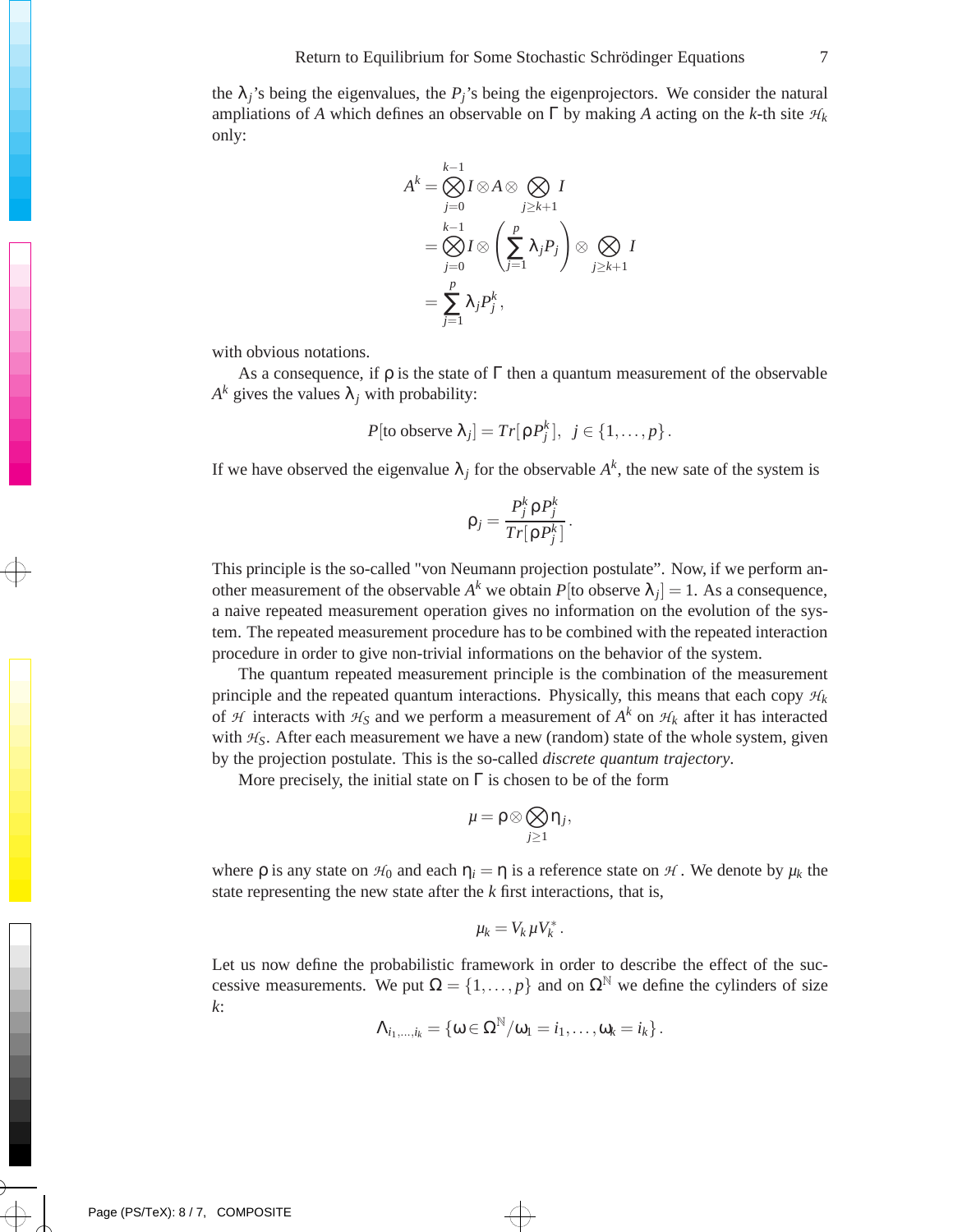the $\lambda_j$'s being the eigenvalues, the $P_j$'s being the eigenprojectors. We consider the natural ampliations of $A$ which defines an observable on $\Gamma$ by making $A$ acting on the $k$-th site $\mathcal{H}_k$ only:

$$A^k = \bigotimes_{j=0}^{k-1} I \otimes A \otimes \bigotimes_{j \geq k+1} I$$
$$= \bigotimes_{j=0}^{k-1} I \otimes \left( \sum_{j=1}^{p} \lambda_j P_j \right) \otimes \bigotimes_{j \geq k+1} I$$
$$= \sum_{j=1}^{p} \lambda_j P_j^k,$$

with obvious notations.

As a consequence, if $\rho$ is the state of $\Gamma$ then a quantum measurement of the observable $A^k$ gives the values $\lambda_j$ with probability:

$$P[\text{to observe } \lambda_j] = Tr[\rho P_j^k], \quad j \in \{1, \dots, p\}.$$

If we have observed the eigenvalue $\lambda_j$ for the observable $A^k$, the new sate of the system is

$$\rho_j = \frac{P_j^k \rho P_j^k}{Tr[\rho P_j^k]}.$$

This principle is the so-called "von Neumann projection postulate". Now, if we perform another measurement of the observable $A^k$ we obtain $P[\text{to observe } \lambda_j] = 1$. As a consequence, a naive repeated measurement operation gives no information on the evolution of the system. The repeated measurement procedure has to be combined with the repeated interaction procedure in order to give non-trivial informations on the behavior of the system.

The quantum repeated measurement principle is the combination of the measurement principle and the repeated quantum interactions. Physically, this means that each copy $\mathcal{H}_k$ of $\mathcal{H}$ interacts with $\mathcal{H}_S$ and we perform a measurement of $A^k$ on $\mathcal{H}_k$ after it has interacted with $\mathcal{H}_S$. After each measurement we have a new (random) state of the whole system, given by the projection postulate. This is the so-called *discrete quantum trajectory*.

More precisely, the initial state on $\Gamma$ is chosen to be of the form

$$\mu = \rho \otimes \bigotimes_{j \geq 1} \eta_j,$$

where $\rho$ is any state on $\mathcal{H}_0$ and each $\eta_i = \eta$ is a reference state on $\mathcal{H}$. We denote by $\mu_k$ the state representing the new state after the $k$ first interactions, that is,

$$\mu_k = V_k \mu V_k^*.$$

Let us now define the probabilistic framework in order to describe the effect of the successive measurements. We put $\Omega = \{1, \dots, p\}$ and on $\Omega^{\mathbb{N}}$ we define the cylinders of size $k$:

$$\Lambda_{i_1, \dots, i_k} = \{\omega \in \Omega^{\mathbb{N}} / \omega_1 = i_1, \dots, \omega_k = i_k\}.$$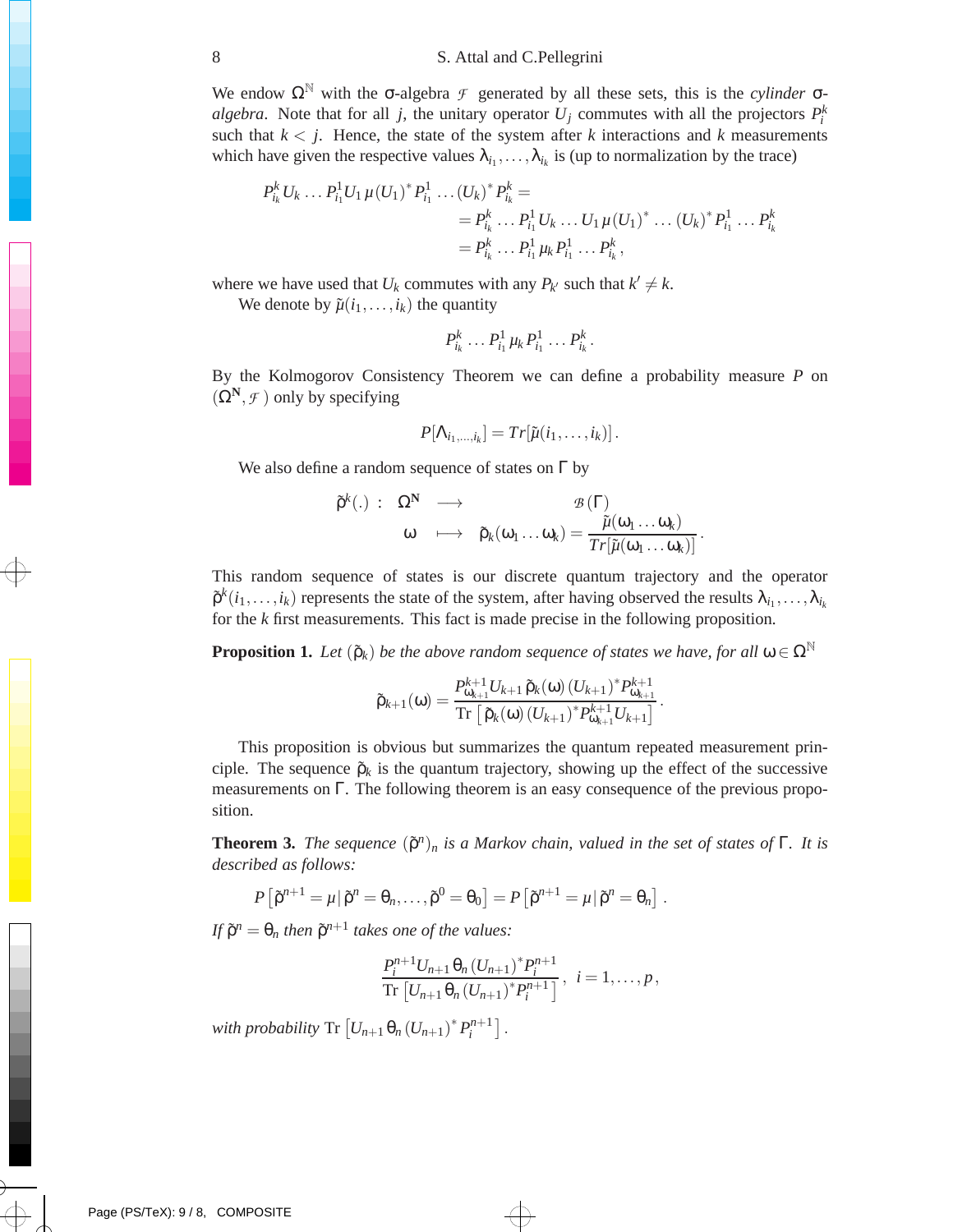We endow $\Omega^{\mathbb{N}}$ with the σ-algebra $\mathcal{F}$ generated by all these sets, this is the *cylinder* σ-*algebra*. Note that for all $j$, the unitary operator $U_j$ commutes with all the projectors $P_i^k$ such that $k < j$. Hence, the state of the system after $k$ interactions and $k$ measurements which have given the respective values $\lambda_{i_1}, \ldots, \lambda_{i_k}$ is (up to normalization by the trace)

$$
\begin{aligned}
P_{i_k}^k U_k \ldots P_{i_1}^1 U_1 \,\mu\, (U_1)^* P_{i_1}^1 \ldots (U_k)^* P_{i_k}^k = \\
&= P_{i_k}^k \ldots P_{i_1}^1 U_k \ldots U_1 \,\mu\, (U_1)^* \ldots (U_k)^* P_{i_1}^1 \ldots P_{i_k}^k \\
&= P_{i_k}^k \ldots P_{i_1}^1 \,\mu_k\, P_{i_1}^1 \ldots P_{i_k}^k ,
\end{aligned}
$$

where we have used that $U_k$ commutes with any $P_{k'}$ such that $k' \neq k$.

We denote by $\tilde{\mu}(i_1, \ldots, i_k)$ the quantity

$$
P_{i_k}^k \ldots P_{i_1}^1 \,\mu_k\, P_{i_1}^1 \ldots P_{i_k}^k .
$$

By the Kolmogorov Consistency Theorem we can define a probability measure $P$ on $(\Omega^{\mathbf{N}}, \mathcal{F})$ only by specifying

$$
P[\Lambda_{i_1, \ldots, i_k}] = Tr[\tilde{\mu}(i_1, \ldots, i_k)] .
$$

We also define a random sequence of states on $\Gamma$ by

$$
\begin{aligned}
\tilde{\rho}^k(.) \; : \quad \Omega^{\mathbf{N}} \quad &\longrightarrow \qquad\qquad \mathcal{B}(\Gamma) \\
\omega \quad &\longmapsto \quad \tilde{\rho}_k(\omega_1 \ldots \omega_k) = \frac{\tilde{\mu}(\omega_1 \ldots \omega_k)}{Tr[\tilde{\mu}(\omega_1 \ldots \omega_k)]} .
\end{aligned}
$$

This random sequence of states is our discrete quantum trajectory and the operator $\tilde{\rho}^k(i_1, \ldots, i_k)$ represents the state of the system, after having observed the results $\lambda_{i_1}, \ldots, \lambda_{i_k}$ for the $k$ first measurements. This fact is made precise in the following proposition.

**Proposition 1.** *Let $(\tilde{\rho}_k)$ be the above random sequence of states we have, for all $\omega \in \Omega^{\mathbb{N}}$*

$$
\tilde{\rho}_{k+1}(\omega) = \frac{P_{\omega_{k+1}}^{k+1} U_{k+1}\, \tilde{\rho}_k(\omega)\, (U_{k+1})^* P_{\omega_{k+1}}^{k+1}}{\mathrm{Tr}\left[\, \tilde{\rho}_k(\omega)\, (U_{k+1})^* P_{\omega_{k+1}}^{k+1} U_{k+1} \right]} .
$$

This proposition is obvious but summarizes the quantum repeated measurement principle. The sequence $\tilde{\rho}_k$ is the quantum trajectory, showing up the effect of the successive measurements on $\Gamma$. The following theorem is an easy consequence of the previous proposition.

**Theorem 3.** *The sequence $(\tilde{\rho}^n)_n$ is a Markov chain, valued in the set of states of $\Gamma$. It is described as follows:*

$$
P\left[\tilde{\rho}^{n+1} = \mu \,|\, \tilde{\rho}^n = \theta_n, \ldots, \tilde{\rho}^0 = \theta_0\right] = P\left[\tilde{\rho}^{n+1} = \mu \,|\, \tilde{\rho}^n = \theta_n\right] .
$$

*If $\tilde{\rho}^n = \theta_n$ then $\tilde{\rho}^{n+1}$ takes one of the values:*

$$
\frac{P_i^{n+1} U_{n+1}\, \theta_n\, (U_{n+1})^* P_i^{n+1}}{\mathrm{Tr}\left[U_{n+1}\, \theta_n\, (U_{n+1})^* P_i^{n+1}\right]}, \;\; i = 1, \ldots, p ,
$$

*with probability* $\mathrm{Tr}\left[U_{n+1}\, \theta_n\, (U_{n+1})^* P_i^{n+1}\right]$.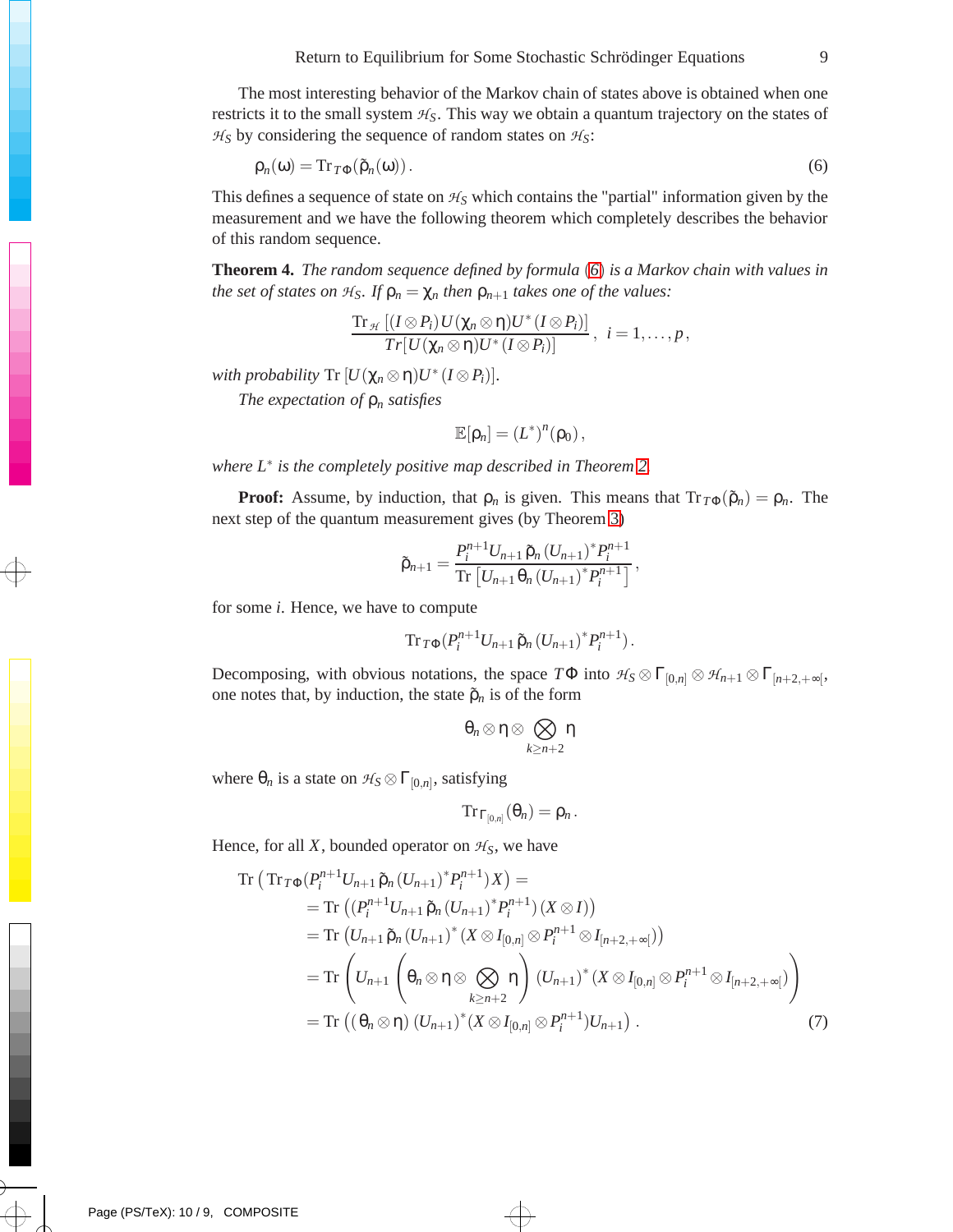The most interesting behavior of the Markov chain of states above is obtained when one restricts it to the small system $\mathcal{H}_S$. This way we obtain a quantum trajectory on the states of $\mathcal{H}_S$ by considering the sequence of random states on $\mathcal{H}_S$:

$$\rho_n(\omega) = \mathrm{Tr}_{T\Phi}(\tilde{\rho}_n(\omega)). \tag{6}$$

This defines a sequence of state on $\mathcal{H}_S$ which contains the "partial" information given by the measurement and we have the following theorem which completely describes the behavior of this random sequence.

**Theorem 4.** *The random sequence defined by formula (6) is a Markov chain with values in the set of states on $\mathcal{H}_S$. If $\rho_n = \chi_n$ then $\rho_{n+1}$ takes one of the values:*

$$\frac{\mathrm{Tr}_{\mathcal{H}}\left[(I\otimes P_i)U(\chi_n\otimes\eta)U^*(I\otimes P_i)\right]}{Tr[U(\chi_n\otimes\eta)U^*(I\otimes P_i)]}, \quad i=1,\dots,p,$$

*with probability* $\mathrm{Tr}\left[U(\chi_n\otimes\eta)U^*(I\otimes P_i)\right]$.

*The expectation of $\rho_n$ satisfies*

$$\mathbb{E}[\rho_n] = (L^*)^n(\rho_0),$$

*where $L^*$ is the completely positive map described in Theorem 2.*

**Proof:** Assume, by induction, that $\rho_n$ is given. This means that $\mathrm{Tr}_{T\Phi}(\tilde{\rho}_n) = \rho_n$. The next step of the quantum measurement gives (by Theorem 3)

$$\tilde{\rho}_{n+1} = \frac{P_i^{n+1}U_{n+1}\,\tilde{\rho}_n\,(U_{n+1})^*P_i^{n+1}}{\mathrm{Tr}\left[U_{n+1}\,\theta_n\,(U_{n+1})^*P_i^{n+1}\right]},$$

for some $i$. Hence, we have to compute

$$\mathrm{Tr}_{T\Phi}(P_i^{n+1}U_{n+1}\,\tilde{\rho}_n\,(U_{n+1})^*P_i^{n+1}).$$

Decomposing, with obvious notations, the space $T\Phi$ into $\mathcal{H}_S\otimes\Gamma_{[0,n]}\otimes\mathcal{H}_{n+1}\otimes\Gamma_{[n+2,+\infty[}$, one notes that, by induction, the state $\tilde{\rho}_n$ is of the form

$$\theta_n\otimes\eta\otimes\bigotimes_{k\geq n+2}\eta$$

where $\theta_n$ is a state on $\mathcal{H}_S\otimes\Gamma_{[0,n]}$, satisfying

$$\mathrm{Tr}_{\Gamma_{[0,n]}}(\theta_n) = \rho_n.$$

Hence, for all $X$, bounded operator on $\mathcal{H}_S$, we have

$$\begin{aligned}
\mathrm{Tr}&\left(\mathrm{Tr}_{T\Phi}(P_i^{n+1}U_{n+1}\,\tilde{\rho}_n\,(U_{n+1})^*P_i^{n+1})X\right) = \\
&= \mathrm{Tr}\left((P_i^{n+1}U_{n+1}\,\tilde{\rho}_n\,(U_{n+1})^*P_i^{n+1})(X\otimes I)\right) \\
&= \mathrm{Tr}\left(U_{n+1}\,\tilde{\rho}_n\,(U_{n+1})^*(X\otimes I_{[0,n]}\otimes P_i^{n+1}\otimes I_{[n+2,+\infty[})\right) \\
&= \mathrm{Tr}\left(U_{n+1}\left(\theta_n\otimes\eta\otimes\bigotimes_{k\geq n+2}\eta\right)(U_{n+1})^*(X\otimes I_{[0,n]}\otimes P_i^{n+1}\otimes I_{[n+2,+\infty[})\right) \\
&= \mathrm{Tr}\left((\theta_n\otimes\eta)\,(U_{n+1})^*(X\otimes I_{[0,n]}\otimes P_i^{n+1})U_{n+1}\right).
\end{aligned} \tag{7}$$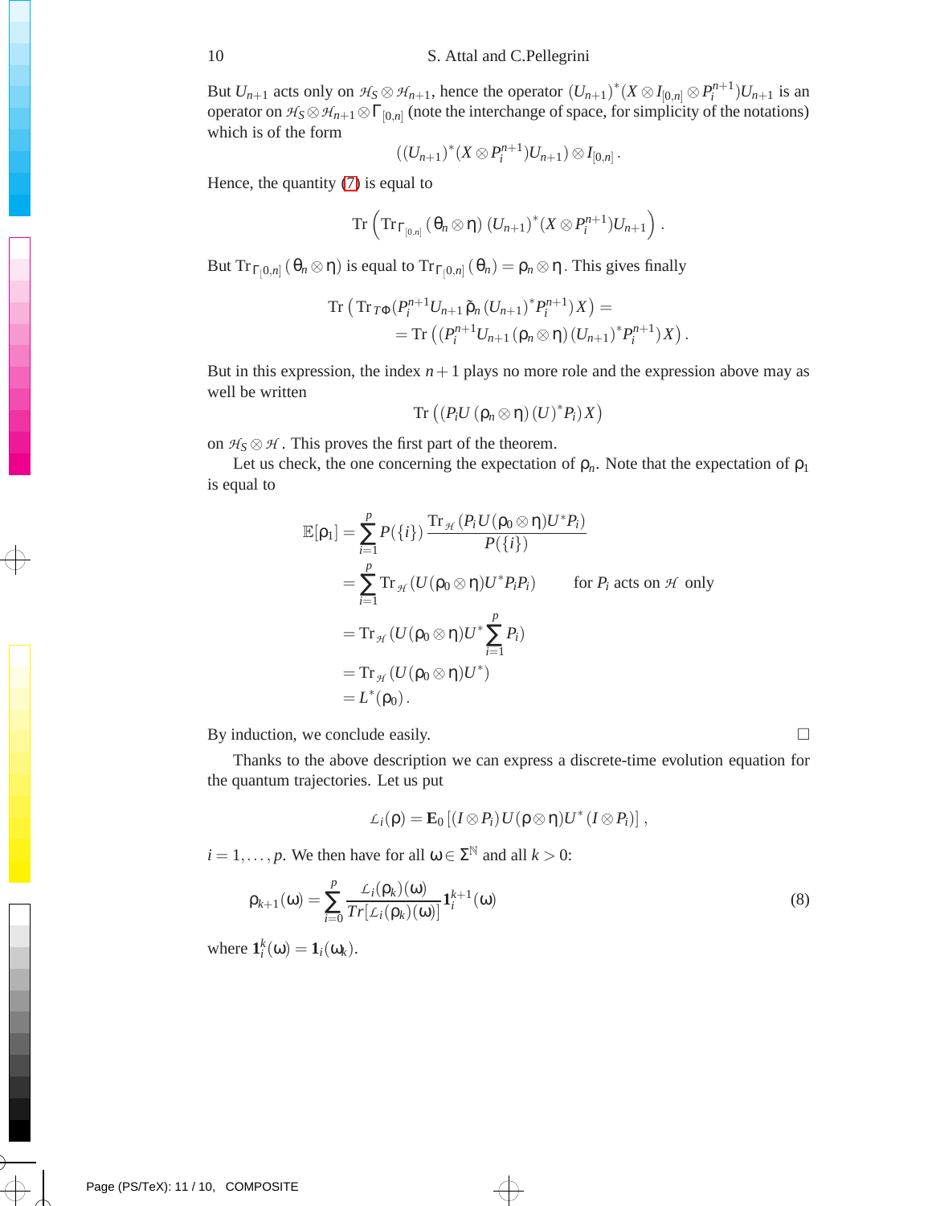But $U_{n+1}$ acts only on $\mathcal{H}_S \otimes \mathcal{H}_{n+1}$, hence the operator $(U_{n+1})^*(X \otimes I_{[0,n]} \otimes P_i^{n+1})U_{n+1}$ is an operator on $\mathcal{H}_S \otimes \mathcal{H}_{n+1} \otimes \Gamma_{[0,n]}$ (note the interchange of space, for simplicity of the notations) which is of the form

$$((U_{n+1})^*(X \otimes P_i^{n+1})U_{n+1}) \otimes I_{[0,n]} .$$

Hence, the quantity (7) is equal to

$$\mathrm{Tr}\left(\mathrm{Tr}_{\Gamma_{[0,n]}}(\theta_n \otimes \eta)\,(U_{n+1})^*(X \otimes P_i^{n+1})U_{n+1}\right).$$

But $\mathrm{Tr}_{\Gamma_{[0,n]}}(\theta_n \otimes \eta)$ is equal to $\mathrm{Tr}_{\Gamma_{[0,n]}}(\theta_n) = \rho_n \otimes \eta$. This gives finally

$$\begin{aligned}
\mathrm{Tr}\,\big(\mathrm{Tr}_{T\Phi}(P_i^{n+1}U_{n+1}\,\tilde{\rho}_n\,(U_{n+1})^*P_i^{n+1})X\big) &= \\
&= \mathrm{Tr}\,\big((P_i^{n+1}U_{n+1}\,(\rho_n \otimes \eta)\,(U_{n+1})^*P_i^{n+1})X\big).
\end{aligned}$$

But in this expression, the index $n+1$ plays no more role and the expression above may as well be written

$$\mathrm{Tr}\,\big((P_iU\,(\rho_n \otimes \eta)\,(U)^*P_i)X\big)$$

on $\mathcal{H}_S \otimes \mathcal{H}$. This proves the first part of the theorem.

Let us check, the one concerning the expectation of $\rho_n$. Note that the expectation of $\rho_1$ is equal to

$$\begin{aligned}
\mathbb{E}[\rho_1] &= \sum_{i=1}^{p} P(\{i\})\,\frac{\mathrm{Tr}_{\mathcal{H}}(P_iU(\rho_0 \otimes \eta)U^*P_i)}{P(\{i\})} \\
&= \sum_{i=1}^{p} \mathrm{Tr}_{\mathcal{H}}(U(\rho_0 \otimes \eta)U^*P_iP_i) \qquad \text{for } P_i \text{ acts on } \mathcal{H} \text{ only} \\
&= \mathrm{Tr}_{\mathcal{H}}(U(\rho_0 \otimes \eta)U^*\sum_{i=1}^{p} P_i) \\
&= \mathrm{Tr}_{\mathcal{H}}(U(\rho_0 \otimes \eta)U^*) \\
&= L^*(\rho_0)\,.
\end{aligned}$$

By induction, we conclude easily. □

Thanks to the above description we can express a discrete-time evolution equation for the quantum trajectories. Let us put

$$\mathcal{L}_i(\rho) = \mathbf{E}_0\left[(I \otimes P_i)\,U(\rho \otimes \eta)U^*\,(I \otimes P_i)\right],$$

$i = 1,\ldots,p$. We then have for all $\omega \in \Sigma^{\mathbb{N}}$ and all $k > 0$:

$$\rho_{k+1}(\omega) = \sum_{i=0}^{p} \frac{\mathcal{L}_i(\rho_k)(\omega)}{Tr[\mathcal{L}_i(\rho_k)(\omega)]}\mathbf{1}_i^{k+1}(\omega) \tag{8}$$

where $\mathbf{1}_i^k(\omega) = \mathbf{1}_i(\omega_k)$.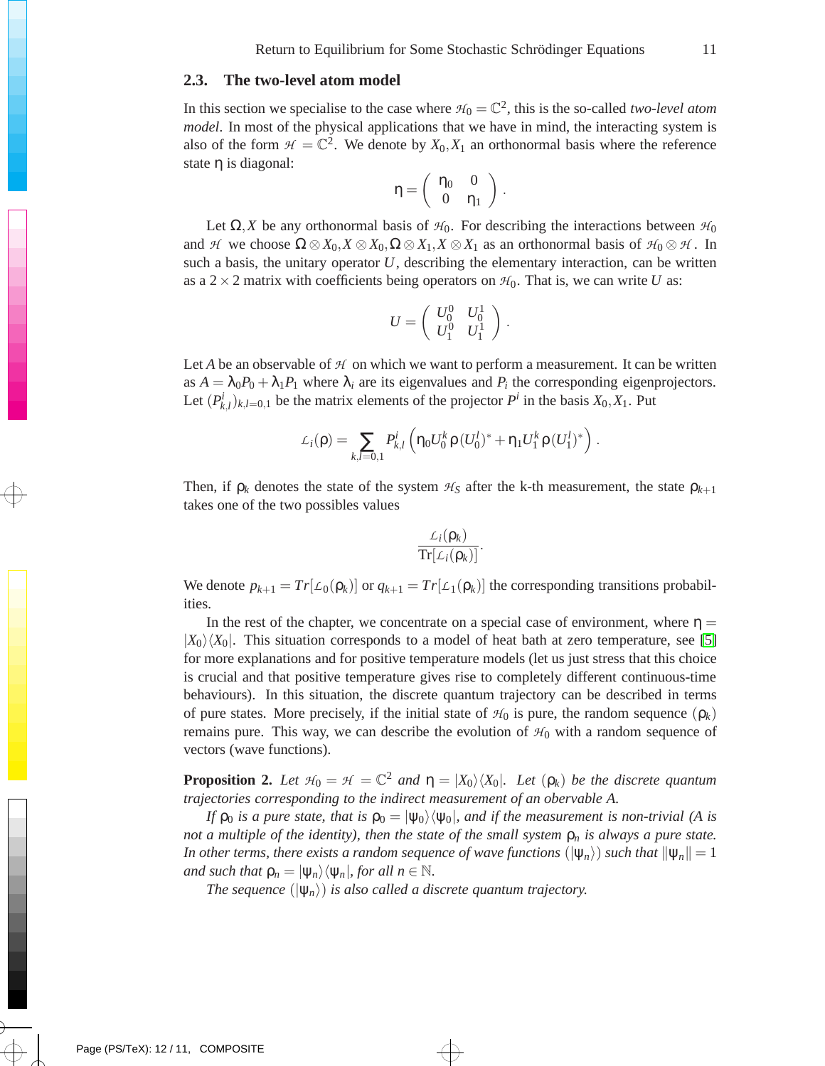## 2.3. The two-level atom model

In this section we specialise to the case where $\mathcal{H}_0 = \mathbb{C}^2$, this is the so-called *two-level atom model*. In most of the physical applications that we have in mind, the interacting system is also of the form $\mathcal{H} = \mathbb{C}^2$. We denote by $X_0, X_1$ an orthonormal basis where the reference state $\eta$ is diagonal:

$$\eta = \begin{pmatrix} \eta_0 & 0 \\ 0 & \eta_1 \end{pmatrix}.$$

Let $\Omega, X$ be any orthonormal basis of $\mathcal{H}_0$. For describing the interactions between $\mathcal{H}_0$ and $\mathcal{H}$ we choose $\Omega \otimes X_0, X \otimes X_0, \Omega \otimes X_1, X \otimes X_1$ as an orthonormal basis of $\mathcal{H}_0 \otimes \mathcal{H}$. In such a basis, the unitary operator $U$, describing the elementary interaction, can be written as a $2 \times 2$ matrix with coefficients being operators on $\mathcal{H}_0$. That is, we can write $U$ as:

$$U = \begin{pmatrix} U_0^0 & U_0^1 \\ U_1^0 & U_1^1 \end{pmatrix}.$$

Let $A$ be an observable of $\mathcal{H}$ on which we want to perform a measurement. It can be written as $A = \lambda_0 P_0 + \lambda_1 P_1$ where $\lambda_i$ are its eigenvalues and $P_i$ the corresponding eigenprojectors. Let $(P^i_{k,l})_{k,l=0,1}$ be the matrix elements of the projector $P^i$ in the basis $X_0, X_1$. Put

$$\mathcal{L}_i(\rho) = \sum_{k,l=0,1} P^i_{k,l} \left( \eta_0 U_0^k \rho (U_0^l)^* + \eta_1 U_1^k \rho (U_1^l)^* \right).$$

Then, if $\rho_k$ denotes the state of the system $\mathcal{H}_S$ after the k-th measurement, the state $\rho_{k+1}$ takes one of the two possibles values

$$\frac{\mathcal{L}_i(\rho_k)}{\mathrm{Tr}[\mathcal{L}_i(\rho_k)]}.$$

We denote $p_{k+1} = Tr[\mathcal{L}_0(\rho_k)]$ or $q_{k+1} = Tr[\mathcal{L}_1(\rho_k)]$ the corresponding transitions probabilities.

In the rest of the chapter, we concentrate on a special case of environment, where $\eta = |X_0\rangle\langle X_0|$. This situation corresponds to a model of heat bath at zero temperature, see [5] for more explanations and for positive temperature models (let us just stress that this choice is crucial and that positive temperature gives rise to completely different continuous-time behaviours). In this situation, the discrete quantum trajectory can be described in terms of pure states. More precisely, if the initial state of $\mathcal{H}_0$ is pure, the random sequence $(\rho_k)$ remains pure. This way, we can describe the evolution of $\mathcal{H}_0$ with a random sequence of vectors (wave functions).

**Proposition 2.** *Let $\mathcal{H}_0 = \mathcal{H} = \mathbb{C}^2$ and $\eta = |X_0\rangle\langle X_0|$. Let $(\rho_k)$ be the discrete quantum trajectories corresponding to the indirect measurement of an obervable $A$.*

*If $\rho_0$ is a pure state, that is $\rho_0 = |\psi_0\rangle\langle\psi_0|$, and if the measurement is non-trivial ($A$ is not a multiple of the identity), then the state of the small system $\rho_n$ is always a pure state. In other terms, there exists a random sequence of wave functions $(|\psi_n\rangle)$ such that $\|\psi_n\| = 1$ and such that $\rho_n = |\psi_n\rangle\langle\psi_n|$, for all $n \in \mathbb{N}$.*

*The sequence $(|\psi_n\rangle)$ is also called a discrete quantum trajectory.*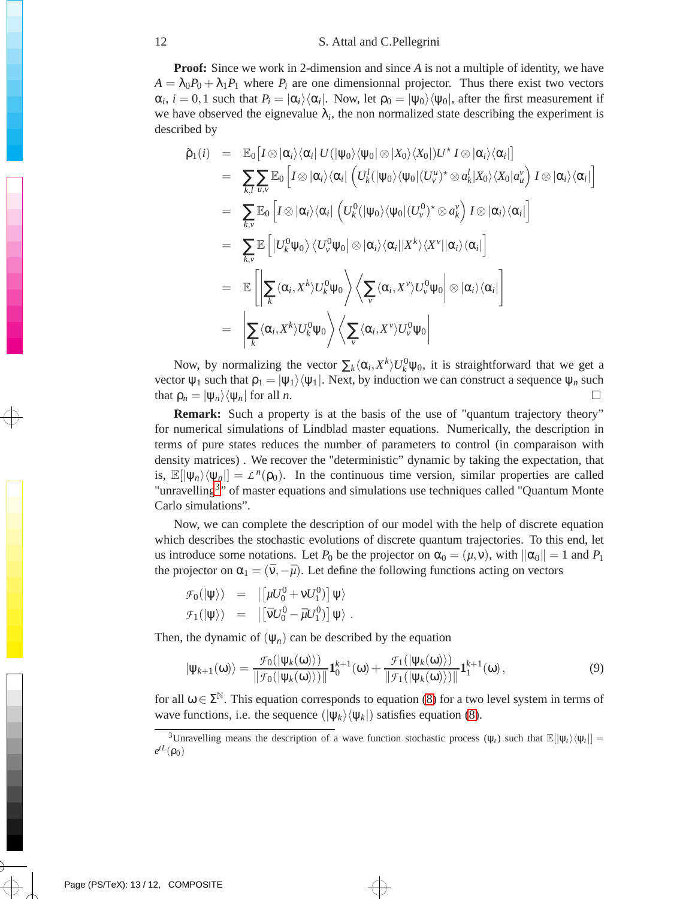**Proof:** Since we work in 2-dimension and since $A$ is not a multiple of identity, we have $A = \lambda_0 P_0 + \lambda_1 P_1$ where $P_i$ are one dimensionnal projector. Thus there exist two vectors $\alpha_i$, $i = 0,1$ such that $P_i = |\alpha_i\rangle\langle\alpha_i|$. Now, let $\rho_0 = |\psi_0\rangle\langle\psi_0|$, after the first measurement if we have observed the eignevalue $\lambda_i$, the non normalized state describing the experiment is described by

$$
\begin{aligned}
\tilde{\rho}_1(i) &= \mathbb{E}_0\left[I \otimes |\alpha_i\rangle\langle\alpha_i|\, U(|\psi_0\rangle\langle\psi_0| \otimes |X_0\rangle\langle X_0|)U^\star\, I \otimes |\alpha_i\rangle\langle\alpha_i|\right] \\
&= \sum_{k,l}\sum_{u,v}\mathbb{E}_0\left[I \otimes |\alpha_i\rangle\langle\alpha_i| \left(U_k^l(|\psi_0\rangle\langle\psi_0|(U_v^u)^\star \otimes a_k^l |X_0\rangle\langle X_0| a_u^v\right) I \otimes |\alpha_i\rangle\langle\alpha_i|\right] \\
&= \sum_{k,v}\mathbb{E}_0\left[I \otimes |\alpha_i\rangle\langle\alpha_i| \left(U_k^0(|\psi_0\rangle\langle\psi_0|(U_v^0)^\star \otimes a_k^v\right) I \otimes |\alpha_i\rangle\langle\alpha_i|\right] \\
&= \sum_{k,v}\mathbb{E}\left[|U_k^0\psi_0\rangle\langle U_v^0\psi_0| \otimes |\alpha_i\rangle\langle\alpha_i||X^k\rangle\langle X^v||\alpha_i\rangle\langle\alpha_i|\right] \\
&= \mathbb{E}\left[\left|\sum_k \langle\alpha_i, X^k\rangle U_k^0\psi_0\right\rangle\left\langle\sum_v \langle\alpha_i, X^v\rangle U_v^0\psi_0\right| \otimes |\alpha_i\rangle\langle\alpha_i|\right] \\
&= \left|\sum_k \langle\alpha_i, X^k\rangle U_k^0\psi_0\right\rangle\left\langle\sum_v \langle\alpha_i, X^v\rangle U_v^0\psi_0\right|
\end{aligned}
$$

Now, by normalizing the vector $\sum_k \langle\alpha_i, X^k\rangle U_k^0\psi_0$, it is straightforward that we get a vector $\psi_1$ such that $\rho_1 = |\psi_1\rangle\langle\psi_1|$. Next, by induction we can construct a sequence $\psi_n$ such that $\rho_n = |\psi_n\rangle\langle\psi_n|$ for all $n$. □

**Remark:** Such a property is at the basis of the use of "quantum trajectory theory" for numerical simulations of Lindblad master equations. Numerically, the description in terms of pure states reduces the number of parameters to control (in comparaison with density matrices) . We recover the "deterministic" dynamic by taking the expectation, that is, $\mathbb{E}[|\psi_n\rangle\langle\psi_n|] = \mathcal{L}^n(\rho_0)$. In the continuous time version, similar properties are called "unravelling[3]" of master equations and simulations use techniques called "Quantum Monte Carlo simulations".

Now, we can complete the description of our model with the help of discrete equation which describes the stochastic evolutions of discrete quantum trajectories. To this end, let us introduce some notations. Let $P_0$ be the projector on $\alpha_0 = (\mu, \nu)$, with $\|\alpha_0\| = 1$ and $P_1$ the projector on $\alpha_1 = (\bar{\nu}, -\bar{\mu})$. Let define the following functions acting on vectors

$$
\begin{aligned}
\mathcal{F}_0(|\psi\rangle) &= \left|\left[\mu U_0^0 + \nu U_1^0\right)\right]\psi\rangle \\
\mathcal{F}_1(|\psi\rangle) &= \left|\left[\bar{\nu} U_0^0 - \bar{\mu} U_1^0\right)\right]\psi\rangle\ .
\end{aligned}
$$

Then, the dynamic of $(\psi_n)$ can be described by the equation

$$
|\psi_{k+1}(\omega)\rangle = \frac{\mathcal{F}_0(|\psi_k(\omega)\rangle)}{\|\mathcal{F}_0(|\psi_k(\omega)\rangle)\|}\mathbf{1}_0^{k+1}(\omega) + \frac{\mathcal{F}_1(|\psi_k(\omega)\rangle)}{\|\mathcal{F}_1(|\psi_k(\omega)\rangle)\|}\mathbf{1}_1^{k+1}(\omega), \tag{9}
$$

for all $\omega \in \Sigma^{\mathbb{N}}$. This equation corresponds to equation (8) for a two level system in terms of wave functions, i.e. the sequence $(|\psi_k\rangle\langle\psi_k|)$ satisfies equation (8).

[3] Unravelling means the description of a wave function stochastic process $(\psi_t)$ such that $\mathbb{E}[|\psi_t\rangle\langle\psi_t|] = e^{tL}(\rho_0)$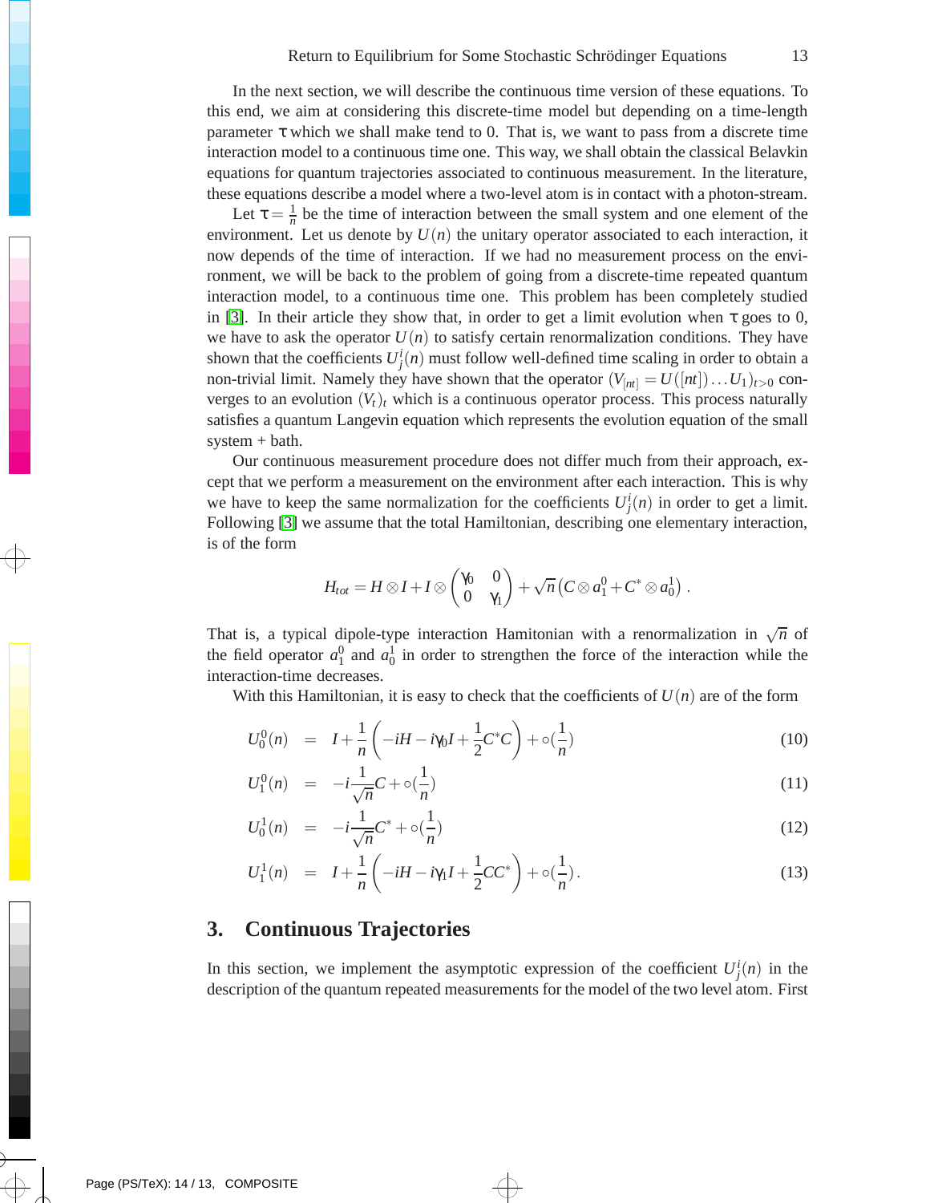In the next section, we will describe the continuous time version of these equations. To this end, we aim at considering this discrete-time model but depending on a time-length parameter $\tau$ which we shall make tend to 0. That is, we want to pass from a discrete time interaction model to a continuous time one. This way, we shall obtain the classical Belavkin equations for quantum trajectories associated to continuous measurement. In the literature, these equations describe a model where a two-level atom is in contact with a photon-stream.

Let $\tau = \frac{1}{n}$ be the time of interaction between the small system and one element of the environment. Let us denote by $U(n)$ the unitary operator associated to each interaction, it now depends of the time of interaction. If we had no measurement process on the environment, we will be back to the problem of going from a discrete-time repeated quantum interaction model, to a continuous time one. This problem has been completely studied in [3]. In their article they show that, in order to get a limit evolution when $\tau$ goes to 0, we have to ask the operator $U(n)$ to satisfy certain renormalization conditions. They have shown that the coefficients $U^i_j(n)$ must follow well-defined time scaling in order to obtain a non-trivial limit. Namely they have shown that the operator $(V_{[nt]} = U([nt])\dots U_1)_{t>0}$ converges to an evolution $(V_t)_t$ which is a continuous operator process. This process naturally satisfies a quantum Langevin equation which represents the evolution equation of the small system + bath.

Our continuous measurement procedure does not differ much from their approach, except that we perform a measurement on the environment after each interaction. This is why we have to keep the same normalization for the coefficients $U^i_j(n)$ in order to get a limit. Following [3] we assume that the total Hamiltonian, describing one elementary interaction, is of the form

$$H_{tot} = H \otimes I + I \otimes \begin{pmatrix} \gamma_0 & 0 \\ 0 & \gamma_1 \end{pmatrix} + \sqrt{n}\left(C \otimes a^0_1 + C^* \otimes a^1_0\right).$$

That is, a typical dipole-type interaction Hamitonian with a renormalization in $\sqrt{n}$ of the field operator $a^0_1$ and $a^1_0$ in order to strengthen the force of the interaction while the interaction-time decreases.

With this Hamiltonian, it is easy to check that the coefficients of $U(n)$ are of the form

$$U^0_0(n) = I + \frac{1}{n}\left(-iH - i\gamma_0 I + \frac{1}{2}C^*C\right) + \circ(\frac{1}{n}) \tag{10}$$

$$U^0_1(n) = -i\frac{1}{\sqrt{n}}C + \circ(\frac{1}{n}) \tag{11}$$

$$U^1_0(n) = -i\frac{1}{\sqrt{n}}C^* + \circ(\frac{1}{n}) \tag{12}$$

$$U^1_1(n) = I + \frac{1}{n}\left(-iH - i\gamma_1 I + \frac{1}{2}CC^*\right) + \circ(\frac{1}{n}). \tag{13}$$

## 3. Continuous Trajectories

In this section, we implement the asymptotic expression of the coefficient $U^i_j(n)$ in the description of the quantum repeated measurements for the model of the two level atom. First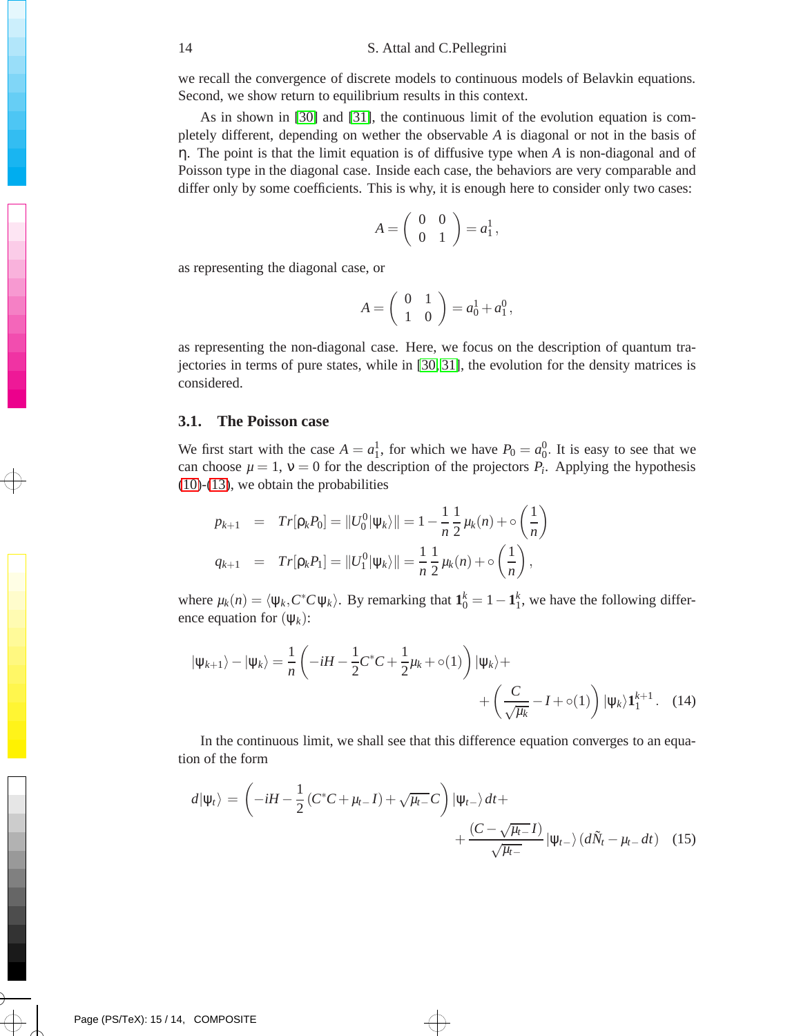we recall the convergence of discrete models to continuous models of Belavkin equations. Second, we show return to equilibrium results in this context.

As in shown in [30] and [31], the continuous limit of the evolution equation is completely different, depending on wether the observable $A$ is diagonal or not in the basis of $\eta$. The point is that the limit equation is of diffusive type when $A$ is non-diagonal and of Poisson type in the diagonal case. Inside each case, the behaviors are very comparable and differ only by some coefficients. This is why, it is enough here to consider only two cases:

$$A = \begin{pmatrix} 0 & 0 \\ 0 & 1 \end{pmatrix} = a_1^1,$$

as representing the diagonal case, or

$$A = \begin{pmatrix} 0 & 1 \\ 1 & 0 \end{pmatrix} = a_0^1 + a_1^0,$$

as representing the non-diagonal case. Here, we focus on the description of quantum trajectories in terms of pure states, while in [30, 31], the evolution for the density matrices is considered.

## 3.1. The Poisson case

We first start with the case $A = a_1^1$, for which we have $P_0 = a_0^0$. It is easy to see that we can choose $\mu = 1$, $\nu = 0$ for the description of the projectors $P_i$. Applying the hypothesis (10)-(13), we obtain the probabilities

$$\begin{aligned}
p_{k+1} &= Tr[\rho_k P_0] = \|U_0^0|\psi_k\rangle\| = 1 - \frac{1}{n}\frac{1}{2}\mu_k(n) + \circ\left(\frac{1}{n}\right) \\
q_{k+1} &= Tr[\rho_k P_1] = \|U_1^0|\psi_k\rangle\| = \frac{1}{n}\frac{1}{2}\mu_k(n) + \circ\left(\frac{1}{n}\right),
\end{aligned}$$

where $\mu_k(n) = \langle \psi_k, C^*C\psi_k\rangle$. By remarking that $\mathbf{1}_0^k = 1 - \mathbf{1}_1^k$, we have the following difference equation for $(\psi_k)$:

$$|\psi_{k+1}\rangle - |\psi_k\rangle = \frac{1}{n}\left(-iH - \frac{1}{2}C^*C + \frac{1}{2}\mu_k + \circ(1)\right)|\psi_k\rangle + \\
+ \left(\frac{C}{\sqrt{\mu_k}} - I + \circ(1)\right)|\psi_k\rangle \mathbf{1}_1^{k+1}. \quad (14)$$

In the continuous limit, we shall see that this difference equation converges to an equation of the form

$$d|\psi_t\rangle = \left(-iH - \frac{1}{2}(C^*C + \mu_{t-}I) + \sqrt{\mu_{t-}}C\right)|\psi_{t-}\rangle\, dt + \\
+ \frac{(C - \sqrt{\mu_{t-}}I)}{\sqrt{\mu_{t-}}}|\psi_{t-}\rangle\,(d\tilde{N}_t - \mu_{t-}\,dt) \quad (15)$$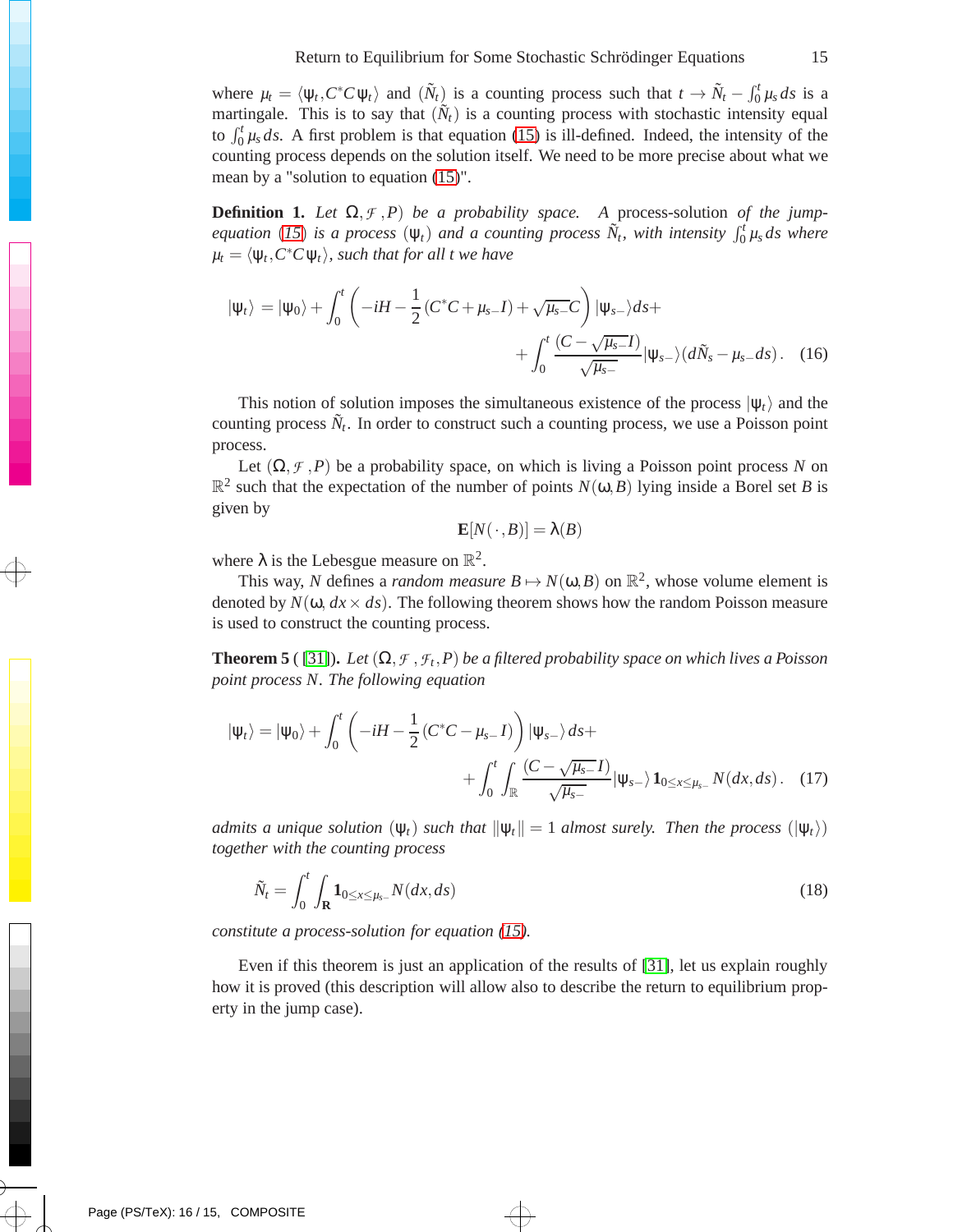where $\mu_t = \langle \psi_t, C^*C\psi_t \rangle$ and $(\tilde{N}_t)$ is a counting process such that $t \to \tilde{N}_t - \int_0^t \mu_s\, ds$ is a martingale. This is to say that $(\tilde{N}_t)$ is a counting process with stochastic intensity equal to $\int_0^t \mu_s\, ds$. A first problem is that equation (15) is ill-defined. Indeed, the intensity of the counting process depends on the solution itself. We need to be more precise about what we mean by a "solution to equation (15)".

**Definition 1.** *Let $\Omega, \mathcal{F}, P)$ be a probability space. A* process-solution *of the jump-equation (15) is a process $(\psi_t)$ and a counting process $\tilde{N}_t$, with intensity $\int_0^t \mu_s\, ds$ where $\mu_t = \langle \psi_t, C^*C\psi_t \rangle$, such that for all $t$ we have*

$$
|\psi_t\rangle = |\psi_0\rangle + \int_0^t \left( -iH - \frac{1}{2}(C^*C + \mu_{s-}I) + \sqrt{\mu_{s-}}C \right) |\psi_{s-}\rangle ds + \\
+ \int_0^t \frac{(C - \sqrt{\mu_{s-}}I)}{\sqrt{\mu_{s-}}} |\psi_{s-}\rangle (d\tilde{N}_s - \mu_{s-}ds). \quad (16)
$$

This notion of solution imposes the simultaneous existence of the process $|\psi_t\rangle$ and the counting process $\tilde{N}_t$. In order to construct such a counting process, we use a Poisson point process.

Let $(\Omega, \mathcal{F}, P)$ be a probability space, on which is living a Poisson point process $N$ on $\mathbb{R}^2$ such that the expectation of the number of points $N(\omega, B)$ lying inside a Borel set $B$ is given by

$$
\mathbf{E}[N(\cdot, B)] = \lambda(B)
$$

where $\lambda$ is the Lebesgue measure on $\mathbb{R}^2$.

This way, $N$ defines a *random measure* $B \mapsto N(\omega, B)$ on $\mathbb{R}^2$, whose volume element is denoted by $N(\omega, dx \times ds)$. The following theorem shows how the random Poisson measure is used to construct the counting process.

**Theorem 5** ( [31]). *Let $(\Omega, \mathcal{F}, \mathcal{F}_t, P)$ be a filtered probability space on which lives a Poisson point process $N$. The following equation*

$$
|\psi_t\rangle = |\psi_0\rangle + \int_0^t \left( -iH - \frac{1}{2}(C^*C - \mu_{s-}I) \right) |\psi_{s-}\rangle ds + \\
+ \int_0^t \int_{\mathbb{R}} \frac{(C - \sqrt{\mu_{s-}}I)}{\sqrt{\mu_{s-}}} |\psi_{s-}\rangle \mathbf{1}_{0 \le x \le \mu_{s-}} N(dx, ds). \quad (17)
$$

*admits a unique solution $(\psi_t)$ such that $\|\psi_t\| = 1$ almost surely. Then the process $(|\psi_t\rangle)$ together with the counting process*

$$
\tilde{N}_t = \int_0^t \int_{\mathbf{R}} \mathbf{1}_{0 \le x \le \mu_{s-}} N(dx, ds) \quad (18)
$$

*constitute a process-solution for equation (15).*

Even if this theorem is just an application of the results of [31], let us explain roughly how it is proved (this description will allow also to describe the return to equilibrium property in the jump case).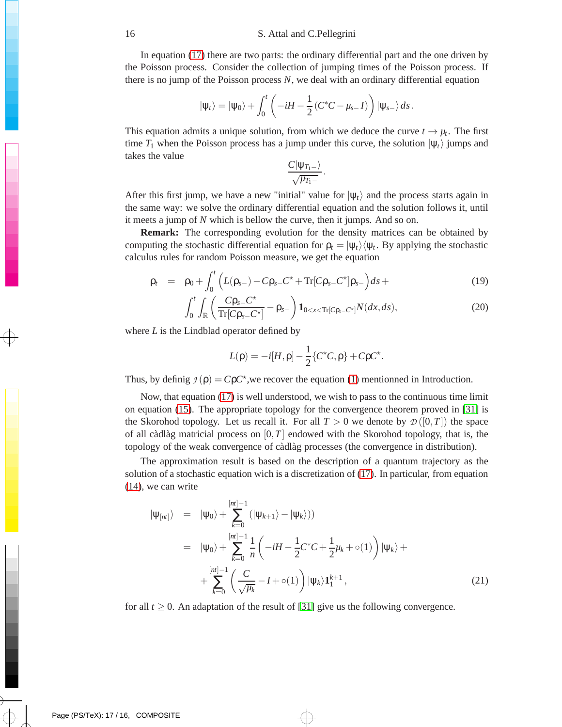In equation (17) there are two parts: the ordinary differential part and the one driven by the Poisson process. Consider the collection of jumping times of the Poisson process. If there is no jump of the Poisson process $N$, we deal with an ordinary differential equation

$$|\psi_t\rangle = |\psi_0\rangle + \int_0^t \left(-iH - \frac{1}{2}(C^*C - \mu_{s-} I)\right)|\psi_{s-}\rangle\, ds.$$

This equation admits a unique solution, from which we deduce the curve $t \to \mu_t$. The first time $T_1$ when the Poisson process has a jump under this curve, the solution $|\psi_t\rangle$ jumps and takes the value

$$\frac{C|\psi_{T_1-}\rangle}{\sqrt{\mu_{T_1-}}}.$$

After this first jump, we have a new "initial" value for $|\psi_t\rangle$ and the process starts again in the same way: we solve the ordinary differential equation and the solution follows it, until it meets a jump of $N$ which is bellow the curve, then it jumps. And so on.

**Remark:** The corresponding evolution for the density matrices can be obtained by computing the stochastic differential equation for $\rho_t = |\psi_t\rangle\langle\psi_t$. By applying the stochastic calculus rules for random Poisson measure, we get the equation

$$\begin{aligned}
\rho_t &= \rho_0 + \int_0^t \Big(L(\rho_{s-}) - C\rho_{s-}C^\star + \mathrm{Tr}[C\rho_{s-}C^\star]\rho_{s-}\Big)ds + && (19)\\
&\int_0^t\int_{\mathbb{R}}\left(\frac{C\rho_{s-}C^\star}{\mathrm{Tr}[C\rho_{s-}C^\star]} - \rho_{s-}\right)\mathbf{1}_{0<x<\mathrm{Tr}[C\rho_{s-}C^\star]}N(dx, ds), && (20)
\end{aligned}$$

where $L$ is the Lindblad operator defined by

$$L(\rho) = -i[H, \rho] - \frac{1}{2}\{C^\star C, \rho\} + C\rho C^\star.$$

Thus, by definig $\mathcal{J}(\rho) = C\rho C^\star$,we recover the equation (1) mentionned in Introduction.

Now, that equation (17) is well understood, we wish to pass to the continuous time limit on equation (15). The appropriate topology for the convergence theorem proved in [31] is the Skorohod topology. Let us recall it. For all $T > 0$ we denote by $\mathcal{D}([0,T])$ the space of all càdlàg matricial process on $[0,T]$ endowed with the Skorohod topology, that is, the topology of the weak convergence of càdlàg processes (the convergence in distribution).

The approximation result is based on the description of a quantum trajectory as the solution of a stochastic equation wich is a discretization of (17). In particular, from equation (14), we can write

$$\begin{aligned}
|\psi_{[nt]}\rangle &= |\psi_0\rangle + \sum_{k=0}^{[nt]-1}(|\psi_{k+1}\rangle - |\psi_k\rangle))\\
&= |\psi_0\rangle + \sum_{k=0}^{[nt]-1}\frac{1}{n}\left(-iH - \frac{1}{2}C^*C + \frac{1}{2}\mu_k + \circ(1)\right)|\psi_k\rangle + \\
&\quad + \sum_{k=0}^{[nt]-1}\left(\frac{C}{\sqrt{\mu_k}} - I + \circ(1)\right)|\psi_k\rangle\mathbf{1}_1^{k+1}, \qquad (21)
\end{aligned}$$

for all $t \geq 0$. An adaptation of the result of [31] give us the following convergence.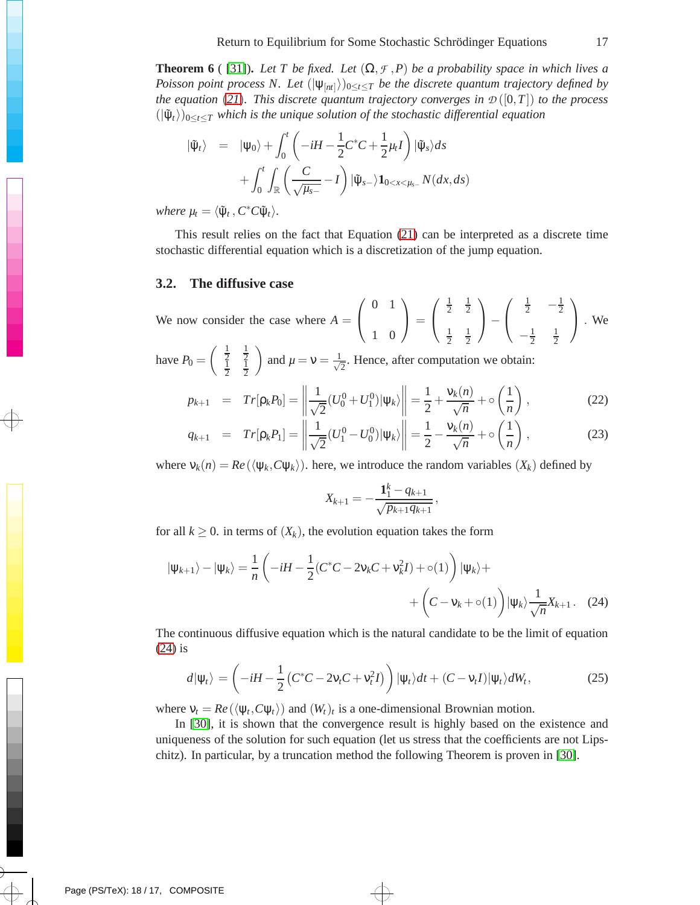**Theorem 6** ( [31]). *Let $T$ be fixed. Let $(\Omega, \mathcal{F}, P)$ be a probability space in which lives a Poisson point process $N$. Let $(|\psi_{[nt]}\rangle)_{0\leq t\leq T}$ be the discrete quantum trajectory defined by the equation (21). This discrete quantum trajectory converges in $\mathcal{D}([0,T])$ to the process $(|\tilde{\psi}_t\rangle)_{0\leq t\leq T}$ which is the unique solution of the stochastic differential equation*

$$
\begin{aligned}
|\tilde{\psi}_t\rangle &= |\psi_0\rangle + \int_0^t \left(-iH - \frac{1}{2}C^*C + \frac{1}{2}\mu_t I\right)|\tilde{\psi}_s\rangle ds \\
&\quad + \int_0^t \int_{\mathbb{R}} \left(\frac{C}{\sqrt{\mu_{s-}}} - I\right)|\tilde{\psi}_{s-}\rangle \mathbf{1}_{0<x<\mu_{s-}} N(dx, ds)
\end{aligned}
$$

*where $\mu_t = \langle\tilde{\psi}_t, C^*C\tilde{\psi}_t\rangle$.*

This result relies on the fact that Equation (21) can be interpreted as a discrete time stochastic differential equation which is a discretization of the jump equation.

## 3.2. The diffusive case

We now consider the case where $A = \begin{pmatrix} 0 & 1 \\ 1 & 0 \end{pmatrix} = \begin{pmatrix} \frac{1}{2} & \frac{1}{2} \\ \frac{1}{2} & \frac{1}{2} \end{pmatrix} - \begin{pmatrix} \frac{1}{2} & -\frac{1}{2} \\ -\frac{1}{2} & \frac{1}{2} \end{pmatrix}$. We have $P_0 = \begin{pmatrix} \frac{1}{2} & \frac{1}{2} \\ \frac{1}{2} & \frac{1}{2} \end{pmatrix}$ and $\mu = \nu = \frac{1}{\sqrt{2}}$. Hence, after computation we obtain:

$$
p_{k+1} = Tr[\rho_k P_0] = \left\|\frac{1}{\sqrt{2}}(U_0^0 + U_1^0)|\psi_k\rangle\right\| = \frac{1}{2} + \frac{\nu_k(n)}{\sqrt{n}} + \circ\left(\frac{1}{n}\right), \tag{22}
$$

$$
q_{k+1} = Tr[\rho_k P_1] = \left\|\frac{1}{\sqrt{2}}(U_1^0 - U_0^0)|\psi_k\rangle\right\| = \frac{1}{2} - \frac{\nu_k(n)}{\sqrt{n}} + \circ\left(\frac{1}{n}\right), \tag{23}
$$

where $\nu_k(n) = Re(\langle\psi_k, C\psi_k\rangle)$. here, we introduce the random variables $(X_k)$ defined by

$$
X_{k+1} = -\frac{\mathbf{1}_1^k - q_{k+1}}{\sqrt{p_{k+1}q_{k+1}}},
$$

for all $k \geq 0$. in terms of $(X_k)$, the evolution equation takes the form

$$
\begin{aligned}
|\psi_{k+1}\rangle - |\psi_k\rangle &= \frac{1}{n}\left(-iH - \frac{1}{2}(C^*C - 2\nu_k C + \nu_k^2 I) + \circ(1)\right)|\psi_k\rangle + \\
&\quad + \Big(C - \nu_k + \circ(1)\Big)|\psi_k\rangle \frac{1}{\sqrt{n}} X_{k+1}.
\end{aligned} \tag{24}
$$

The continuous diffusive equation which is the natural candidate to be the limit of equation (24) is

$$
d|\psi_t\rangle = \left(-iH - \frac{1}{2}\left(C^*C - 2\nu_t C + \nu_t^2 I\right)\right)|\psi_t\rangle dt + (C - \nu_t I)|\psi_t\rangle dW_t, \tag{25}
$$

where $\nu_t = Re(\langle\psi_t, C\psi_t\rangle)$ and $(W_t)_t$ is a one-dimensional Brownian motion.

In [30], it is shown that the convergence result is highly based on the existence and uniqueness of the solution for such equation (let us stress that the coefficients are not Lipschitz). In particular, by a truncation method the following Theorem is proven in [30].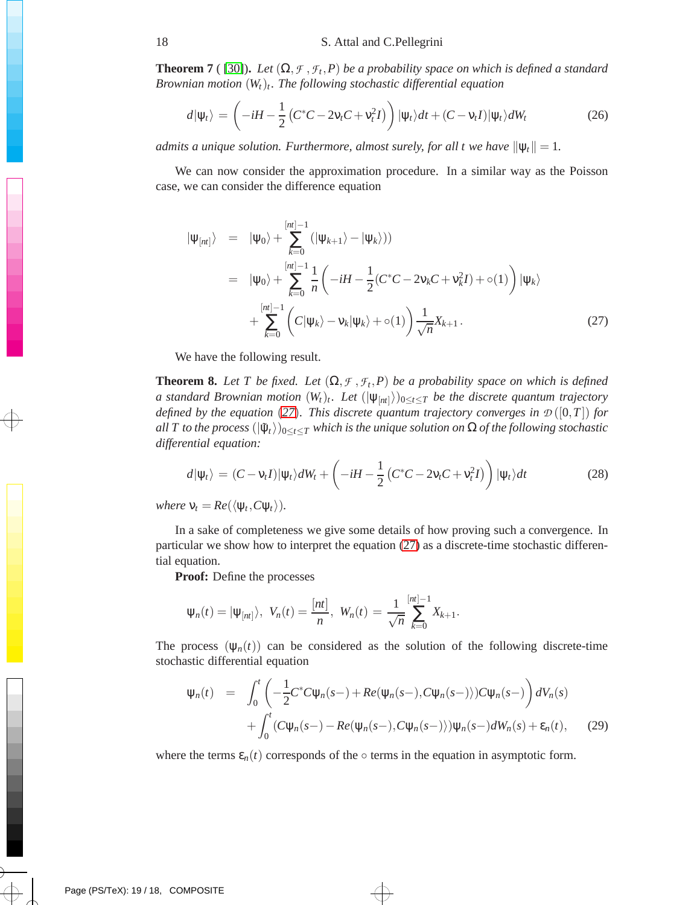**Theorem 7** ( [30]). *Let $(\Omega, \mathcal{F}, \mathcal{F}_t, P)$ be a probability space on which is defined a standard Brownian motion $(W_t)_t$. The following stochastic differential equation*

$$d|\psi_t\rangle = \left(-iH - \frac{1}{2}\left(C^*C - 2\nu_t C + \nu_t^2 I\right)\right)|\psi_t\rangle dt + (C - \nu_t I)|\psi_t\rangle dW_t \tag{26}$$

*admits a unique solution. Furthermore, almost surely, for all $t$ we have $\||\psi_t\|| = 1$.*

We can now consider the approximation procedure. In a similar way as the Poisson case, we can consider the difference equation

$$\begin{aligned}
|\psi_{[nt]}\rangle &= |\psi_0\rangle + \sum_{k=0}^{[nt]-1} (|\psi_{k+1}\rangle - |\psi_k\rangle)) \\
&= |\psi_0\rangle + \sum_{k=0}^{[nt]-1} \frac{1}{n}\left(-iH - \frac{1}{2}(C^*C - 2\nu_k C + \nu_k^2 I) + \circ(1)\right)|\psi_k\rangle \\
&\quad + \sum_{k=0}^{[nt]-1}\left(C|\psi_k\rangle - \nu_k|\psi_k\rangle + \circ(1)\right)\frac{1}{\sqrt{n}}X_{k+1}.
\end{aligned} \tag{27}$$

We have the following result.

**Theorem 8.** *Let $T$ be fixed. Let $(\Omega, \mathcal{F}, \mathcal{F}_t, P)$ be a probability space on which is defined a standard Brownian motion $(W_t)_t$. Let $(|\psi_{[nt]}\rangle)_{0\leq t\leq T}$ be the discrete quantum trajectory defined by the equation (27). This discrete quantum trajectory converges in $\mathcal{D}([0,T])$ for all $T$ to the process $(|\tilde{\psi}_t\rangle)_{0\leq t\leq T}$ which is the unique solution on $\Omega$ of the following stochastic differential equation:*

$$d|\psi_t\rangle = (C - \nu_t I)|\psi_t\rangle dW_t + \left(-iH - \frac{1}{2}\left(C^*C - 2\nu_t C + \nu_t^2 I\right)\right)|\psi_t\rangle dt \tag{28}$$

*where $\nu_t = Re(\langle\psi_t, C\psi_t\rangle)$.*

In a sake of completeness we give some details of how proving such a convergence. In particular we show how to interpret the equation (27) as a discrete-time stochastic differential equation.

**Proof:** Define the processes

$$\psi_n(t) = |\psi_{[nt]}\rangle, \; V_n(t) = \frac{[nt]}{n}, \; W_n(t) = \frac{1}{\sqrt{n}}\sum_{k=0}^{[nt]-1} X_{k+1}.$$

The process $(\psi_n(t))$ can be considered as the solution of the following discrete-time stochastic differential equation

$$\begin{aligned}
\psi_n(t) &= \int_0^t \left(-\frac{1}{2}C^*C\psi_n(s-) + Re(\psi_n(s-), C\psi_n(s-)\rangle)C\psi_n(s-)\right)dV_n(s) \\
&\quad + \int_0^t (C\psi_n(s-) - Re(\psi_n(s-), C\psi_n(s-)\rangle)\psi_n(s-)dW_n(s) + \varepsilon_n(t),
\end{aligned} \tag{29}$$

where the terms $\varepsilon_n(t)$ corresponds of the $\circ$ terms in the equation in asymptotic form.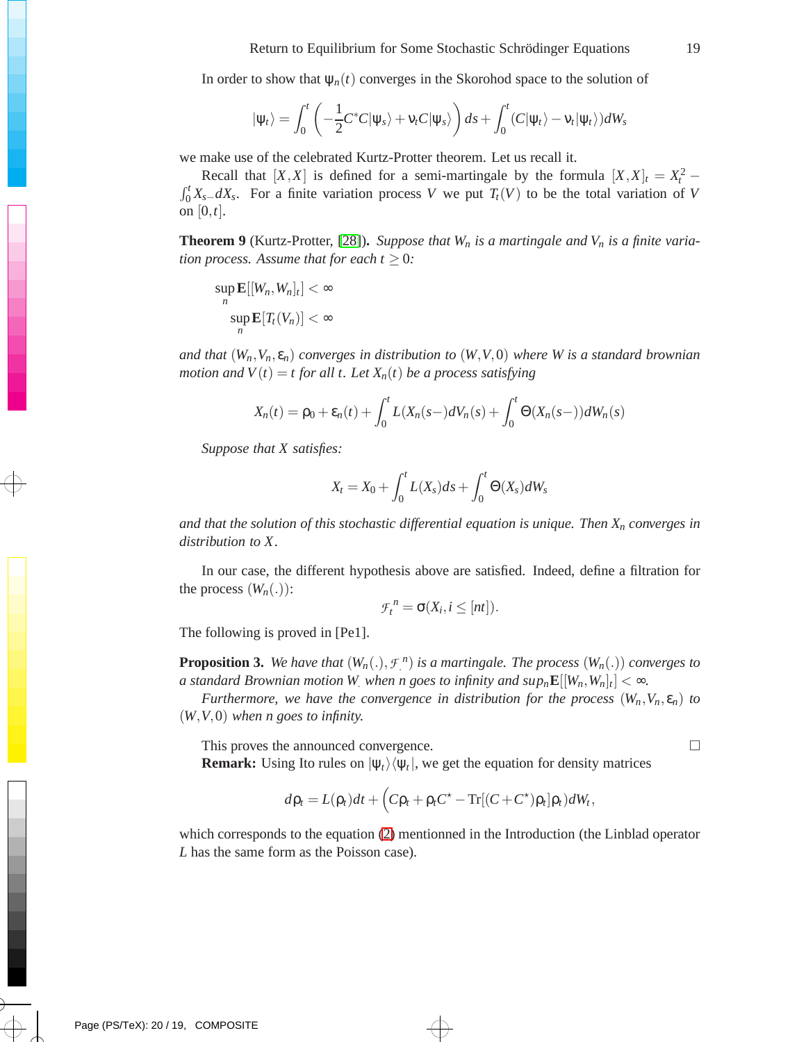In order to show that $\psi_n(t)$ converges in the Skorohod space to the solution of

$$|\psi_t\rangle = \int_0^t \left(-\frac{1}{2}C^*C|\psi_s\rangle + \nu_t C|\psi_s\rangle\right) ds + \int_0^t (C|\psi_t\rangle - \nu_t|\psi_t\rangle) dW_s$$

we make use of the celebrated Kurtz-Protter theorem. Let us recall it.

Recall that $[X,X]$ is defined for a semi-martingale by the formula $[X,X]_t = X_t^2 - \int_0^t X_{s-} dX_s$. For a finite variation process $V$ we put $T_t(V)$ to be the total variation of $V$ on $[0,t]$.

**Theorem 9** (Kurtz-Protter, [28]). *Suppose that $W_n$ is a martingale and $V_n$ is a finite variation process. Assume that for each $t \geq 0$:*

$$\sup_n \mathbf{E}[[W_n,W_n]_t] < \infty$$
$$\sup_n \mathbf{E}[T_t(V_n)] < \infty$$

*and that $(W_n, V_n, \varepsilon_n)$ converges in distribution to $(W,V,0)$ where $W$ is a standard brownian motion and $V(t) = t$ for all $t$. Let $X_n(t)$ be a process satisfying*

$$X_n(t) = \rho_0 + \varepsilon_n(t) + \int_0^t L(X_n(s-)dV_n(s) + \int_0^t \Theta(X_n(s-))dW_n(s)$$

*Suppose that $X$ satisfies:*

$$X_t = X_0 + \int_0^t L(X_s)ds + \int_0^t \Theta(X_s)dW_s$$

*and that the solution of this stochastic differential equation is unique. Then $X_n$ converges in distribution to $X$.*

In our case, the different hypothesis above are satisfied. Indeed, define a filtration for the process $(W_n(.))$:

$$\mathcal{F}_t^{\,n} = \sigma(X_i, i \leq [nt]).$$

The following is proved in [Pe1].

**Proposition 3.** *We have that $(W_n(.), \mathcal{F}_.^{\,n})$ is a martingale. The process $(W_n(.))$ converges to a standard Brownian motion $W_.$ when $n$ goes to infinity and $\sup_n \mathbf{E}[[W_n,W_n]_t] < \infty$.*

*Furthermore, we have the convergence in distribution for the process $(W_n, V_n, \varepsilon_n)$ to $(W,V,0)$ when $n$ goes to infinity.*

This proves the announced convergence. □

**Remark:** Using Ito rules on $|\psi_t\rangle\langle\psi_t|$, we get the equation for density matrices

$$d\rho_t = L(\rho_t)dt + \left(C\rho_t + \rho_t C^\star - \mathrm{Tr}[(C+C^\star)\rho_t]\rho_t\right)dW_t,$$

which corresponds to the equation (2) mentionned in the Introduction (the Linblad operator $L$ has the same form as the Poisson case).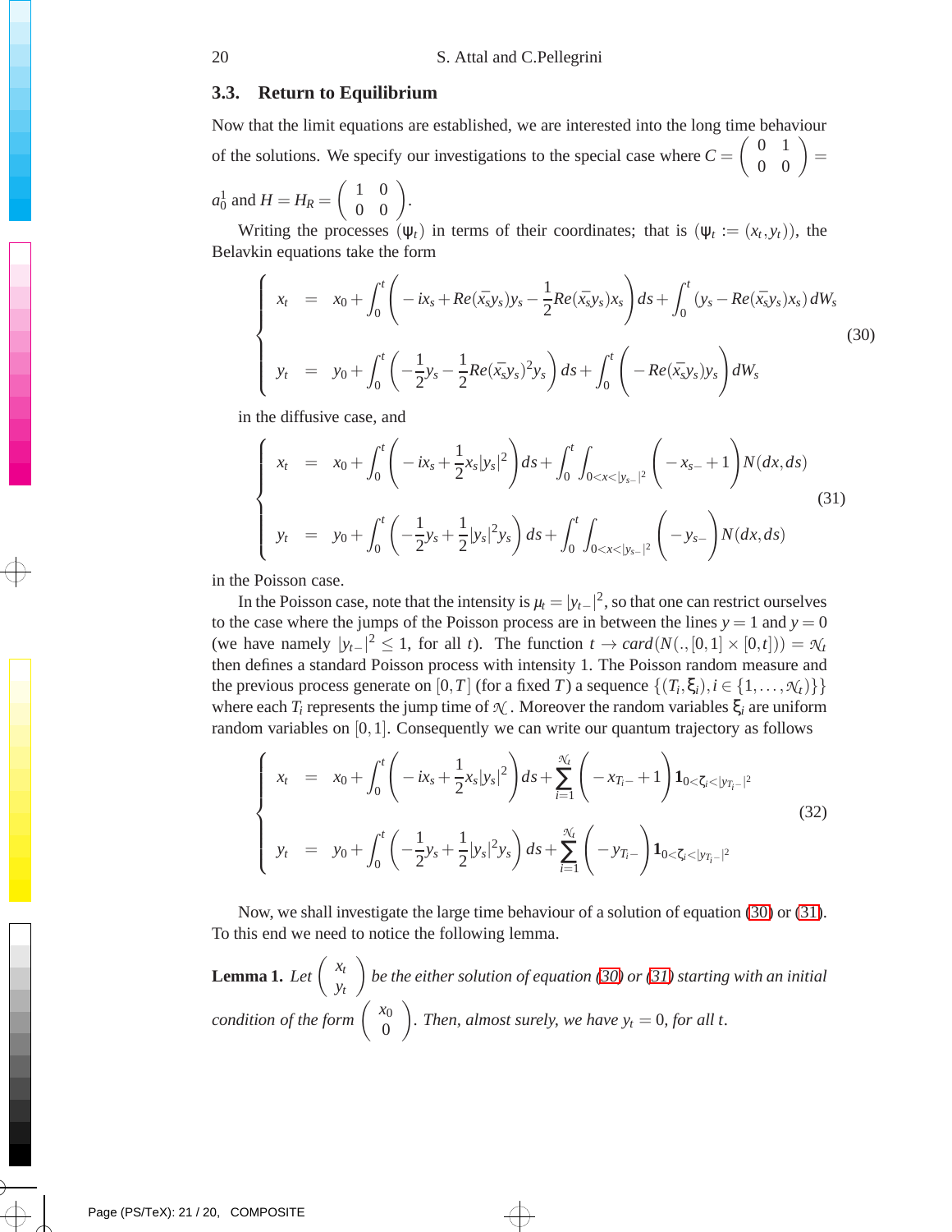### 3.3. Return to Equilibrium

Now that the limit equations are established, we are interested into the long time behaviour of the solutions. We specify our investigations to the special case where $C = \begin{pmatrix} 0 & 1 \\ 0 & 0 \end{pmatrix} = a_0^1$ and $H = H_R = \begin{pmatrix} 1 & 0 \\ 0 & 0 \end{pmatrix}$.

Writing the processes $(\psi_t)$ in terms of their coordinates; that is $(\psi_t := (x_t, y_t))$, the Belavkin equations take the form

$$\left\{ \begin{array}{rcl} x_t & = & x_0 + \displaystyle\int_0^t \left( -ix_s + Re(\bar{x}_s y_s) y_s - \frac{1}{2} Re(\bar{x}_s y_s) x_s \right) ds + \int_0^t \left( y_s - Re(\bar{x}_s y_s) x_s \right) dW_s \\ y_t & = & y_0 + \displaystyle\int_0^t \left( -\frac{1}{2} y_s - \frac{1}{2} Re(\bar{x}_s y_s)^2 y_s \right) ds + \int_0^t \left( -Re(\bar{x}_s y_s) y_s \right) dW_s \end{array} \right. \tag{30}$$

in the diffusive case, and

$$\left\{ \begin{array}{rcl} x_t & = & x_0 + \displaystyle\int_0^t \left( -ix_s + \frac{1}{2} x_s |y_s|^2 \right) ds + \int_0^t \int_{0<x<|y_{s-}|^2} \left( -x_{s-} + 1 \right) N(dx, ds) \\ y_t & = & y_0 + \displaystyle\int_0^t \left( -\frac{1}{2} y_s + \frac{1}{2} |y_s|^2 y_s \right) ds + \int_0^t \int_{0<x<|y_{s-}|^2} \left( -y_{s-} \right) N(dx, ds) \end{array} \right. \tag{31}$$

in the Poisson case.

In the Poisson case, note that the intensity is $\mu_t = |y_{t-}|^2$, so that one can restrict ourselves to the case where the jumps of the Poisson process are in between the lines $y = 1$ and $y = 0$ (we have namely $|y_{t-}|^2 \leq 1$, for all $t$). The function $t \to card(N(., [0,1] \times [0,t])) = \mathcal{N}_t$ then defines a standard Poisson process with intensity 1. The Poisson random measure and the previous process generate on $[0, T]$ (for a fixed $T$) a sequence $\{(T_i, \xi_i), i \in \{1, \ldots, \mathcal{N}_t\}\}$ where each $T_i$ represents the jump time of $\mathcal{N}_.$ Moreover the random variables $\xi_i$ are uniform random variables on $[0,1]$. Consequently we can write our quantum trajectory as follows

$$\left\{ \begin{array}{rcl} x_t & = & x_0 + \displaystyle\int_0^t \left( -ix_s + \frac{1}{2} x_s |y_s|^2 \right) ds + \sum_{i=1}^{\mathcal{N}_t} \left( -x_{T_i-} + 1 \right) \mathbf{1}_{0<\zeta_i<|y_{T_i-}|^2} \\ y_t & = & y_0 + \displaystyle\int_0^t \left( -\frac{1}{2} y_s + \frac{1}{2} |y_s|^2 y_s \right) ds + \sum_{i=1}^{\mathcal{N}_t} \left( -y_{T_i-} \right) \mathbf{1}_{0<\zeta_i<|y_{T_i-}|^2} \end{array} \right. \tag{32}$$

Now, we shall investigate the large time behaviour of a solution of equation (30) or (31). To this end we need to notice the following lemma.

**Lemma 1.** *Let* $\begin{pmatrix} x_t \\ y_t \end{pmatrix}$ *be the either solution of equation (30) or (31) starting with an initial condition of the form* $\begin{pmatrix} x_0 \\ 0 \end{pmatrix}$. *Then, almost surely, we have* $y_t = 0$, *for all* $t$.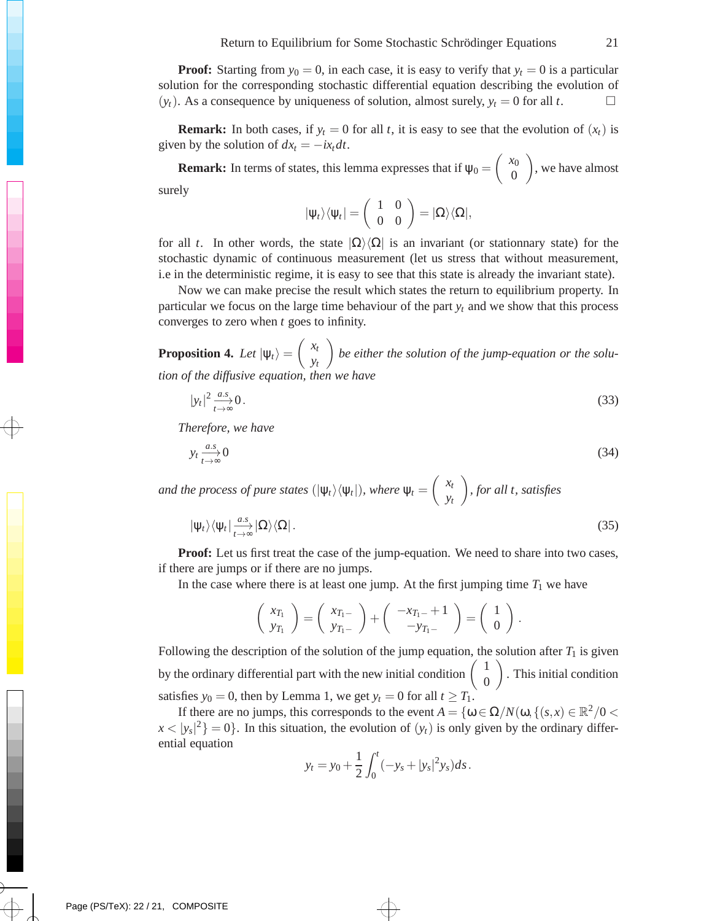**Proof:** Starting from $y_0 = 0$, in each case, it is easy to verify that $y_t = 0$ is a particular solution for the corresponding stochastic differential equation describing the evolution of $(y_t)$. As a consequence by uniqueness of solution, almost surely, $y_t = 0$ for all $t$. □

**Remark:** In both cases, if $y_t = 0$ for all $t$, it is easy to see that the evolution of $(x_t)$ is given by the solution of $dx_t = -ix_t dt$.

**Remark:** In terms of states, this lemma expresses that if $\psi_0 = \begin{pmatrix} x_0 \\ 0 \end{pmatrix}$, we have almost surely

$$|\psi_t\rangle\langle\psi_t| = \begin{pmatrix} 1 & 0 \\ 0 & 0 \end{pmatrix} = |\Omega\rangle\langle\Omega|,$$

for all $t$. In other words, the state $|\Omega\rangle\langle\Omega|$ is an invariant (or stationnary state) for the stochastic dynamic of continuous measurement (let us stress that without measurement, i.e in the deterministic regime, it is easy to see that this state is already the invariant state).

Now we can make precise the result which states the return to equilibrium property. In particular we focus on the large time behaviour of the part $y_t$ and we show that this process converges to zero when $t$ goes to infinity.

**Proposition 4.** *Let $|\psi_t\rangle = \begin{pmatrix} x_t \\ y_t \end{pmatrix}$ be either the solution of the jump-equation or the solution of the diffusive equation, then we have*

$$|y_t|^2 \xrightarrow[t\to\infty]{a.s} 0. \tag{33}$$

*Therefore, we have*

$$y_t \xrightarrow[t\to\infty]{a.s} 0 \tag{34}$$

*and the process of pure states $(|\psi_t\rangle\langle\psi_t|)$, where $\psi_t = \begin{pmatrix} x_t \\ y_t \end{pmatrix}$, for all $t$, satisfies*

$$|\psi_t\rangle\langle\psi_t| \xrightarrow[t\to\infty]{a.s} |\Omega\rangle\langle\Omega|. \tag{35}$$

**Proof:** Let us first treat the case of the jump-equation. We need to share into two cases, if there are jumps or if there are no jumps.

In the case where there is at least one jump. At the first jumping time $T_1$ we have

$$\begin{pmatrix} x_{T_1} \\ y_{T_1} \end{pmatrix} = \begin{pmatrix} x_{T_1-} \\ y_{T_1-} \end{pmatrix} + \begin{pmatrix} -x_{T_1-} + 1 \\ -y_{T_1-} \end{pmatrix} = \begin{pmatrix} 1 \\ 0 \end{pmatrix}.$$

Following the description of the solution of the jump equation, the solution after $T_1$ is given by the ordinary differential part with the new initial condition $\begin{pmatrix} 1 \\ 0 \end{pmatrix}$. This initial condition satisfies $y_0 = 0$, then by Lemma 1, we get $y_t = 0$ for all $t \geq T_1$.

If there are no jumps, this corresponds to the event $A = \{\omega \in \Omega / N(\omega, \{(s,x) \in \mathbb{R}^2 / 0 < x < |y_s|^2\} = 0\}$. In this situation, the evolution of $(y_t)$ is only given by the ordinary differential equation

$$y_t = y_0 + \frac{1}{2}\int_0^t (-y_s + |y_s|^2 y_s)ds.$$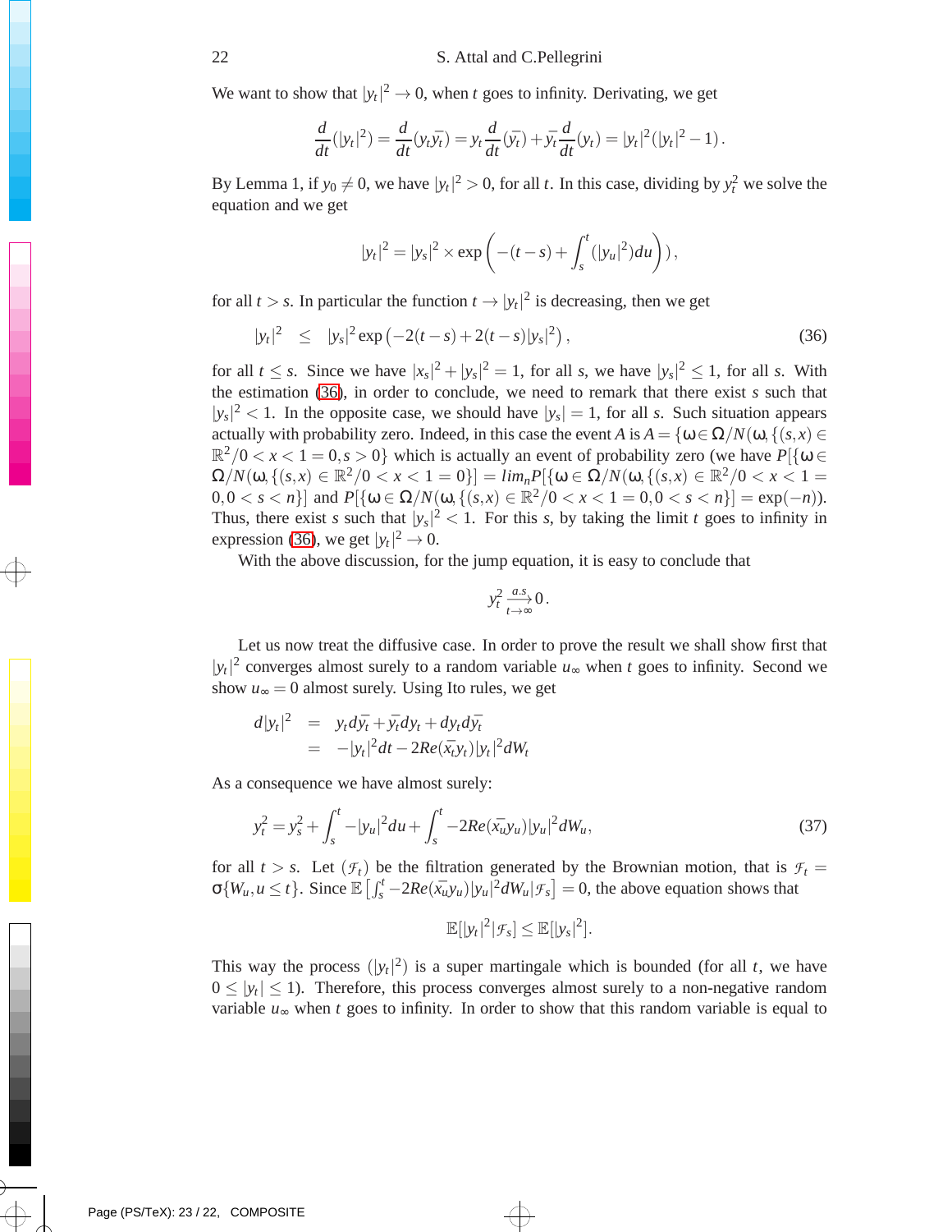We want to show that $|y_t|^2 \to 0$, when $t$ goes to infinity. Derivating, we get

$$\frac{d}{dt}(|y_t|^2) = \frac{d}{dt}(y_t\bar{y_t}) = y_t\frac{d}{dt}(\bar{y_t}) + \bar{y_t}\frac{d}{dt}(y_t) = |y_t|^2(|y_t|^2 - 1)\,.$$

By Lemma 1, if $y_0 \neq 0$, we have $|y_t|^2 > 0$, for all $t$. In this case, dividing by $y_t^2$ we solve the equation and we get

$$|y_t|^2 = |y_s|^2 \times \exp\left(-(t-s) + \int_s^t (|y_u|^2)du\right)\,,$$

for all $t > s$. In particular the function $t \to |y_t|^2$ is decreasing, then we get

$$|y_t|^2 \quad \leq \quad |y_s|^2 \exp\left(-2(t-s) + 2(t-s)|y_s|^2\right)\,, \tag{36}$$

for all $t \leq s$. Since we have $|x_s|^2 + |y_s|^2 = 1$, for all $s$, we have $|y_s|^2 \leq 1$, for all $s$. With the estimation (36), in order to conclude, we need to remark that there exist $s$ such that $|y_s|^2 < 1$. In the opposite case, we should have $|y_s| = 1$, for all $s$. Such situation appears actually with probability zero. Indeed, in this case the event $A$ is $A = \{\omega \in \Omega/N(\omega,\{(s,x) \in \mathbb{R}^2/0 < x < 1 = 0, s > 0\}$ which is actually an event of probability zero (we have $P[\{\omega \in \Omega/N(\omega,\{(s,x) \in \mathbb{R}^2/0 < x < 1 = 0\}] = lim_n P[\{\omega \in \Omega/N(\omega,\{(s,x) \in \mathbb{R}^2/0 < x < 1 = 0, 0 < s < n\}]$ and $P[\{\omega \in \Omega/N(\omega,\{(s,x) \in \mathbb{R}^2/0 < x < 1 = 0, 0 < s < n\}] = \exp(-n)$). Thus, there exist $s$ such that $|y_s|^2 < 1$. For this $s$, by taking the limit $t$ goes to infinity in expression (36), we get $|y_t|^2 \to 0$.

With the above discussion, for the jump equation, it is easy to conclude that

$$y_t^2 \xrightarrow[t\to\infty]{a.s} 0\,.$$

Let us now treat the diffusive case. In order to prove the result we shall show first that $|y_t|^2$ converges almost surely to a random variable $u_\infty$ when $t$ goes to infinity. Second we show $u_\infty = 0$ almost surely. Using Ito rules, we get

$$\begin{aligned}
d|y_t|^2 &= y_t d\bar{y_t} + \bar{y_t}dy_t + dy_t d\bar{y_t} \\
&= -|y_t|^2 dt - 2Re(\bar{x_t}y_t)|y_t|^2 dW_t
\end{aligned}$$

As a consequence we have almost surely:

$$y_t^2 = y_s^2 + \int_s^t -|y_u|^2 du + \int_s^t -2Re(\bar{x_u}y_u)|y_u|^2 dW_u, \tag{37}$$

for all $t > s$. Let $(\mathcal{F}_t)$ be the filtration generated by the Brownian motion, that is $\mathcal{F}_t = \sigma\{W_u, u \leq t\}$. Since $\mathbb{E}\left[\int_s^t -2Re(\bar{x_u}y_u)|y_u|^2 dW_u | \mathcal{F}_s\right] = 0$, the above equation shows that

$$\mathbb{E}[|y_t|^2|\mathcal{F}_s] \leq \mathbb{E}[|y_s|^2].$$

This way the process $(|y_t|^2)$ is a super martingale which is bounded (for all $t$, we have $0 \leq |y_t| \leq 1$). Therefore, this process converges almost surely to a non-negative random variable $u_\infty$ when $t$ goes to infinity. In order to show that this random variable is equal to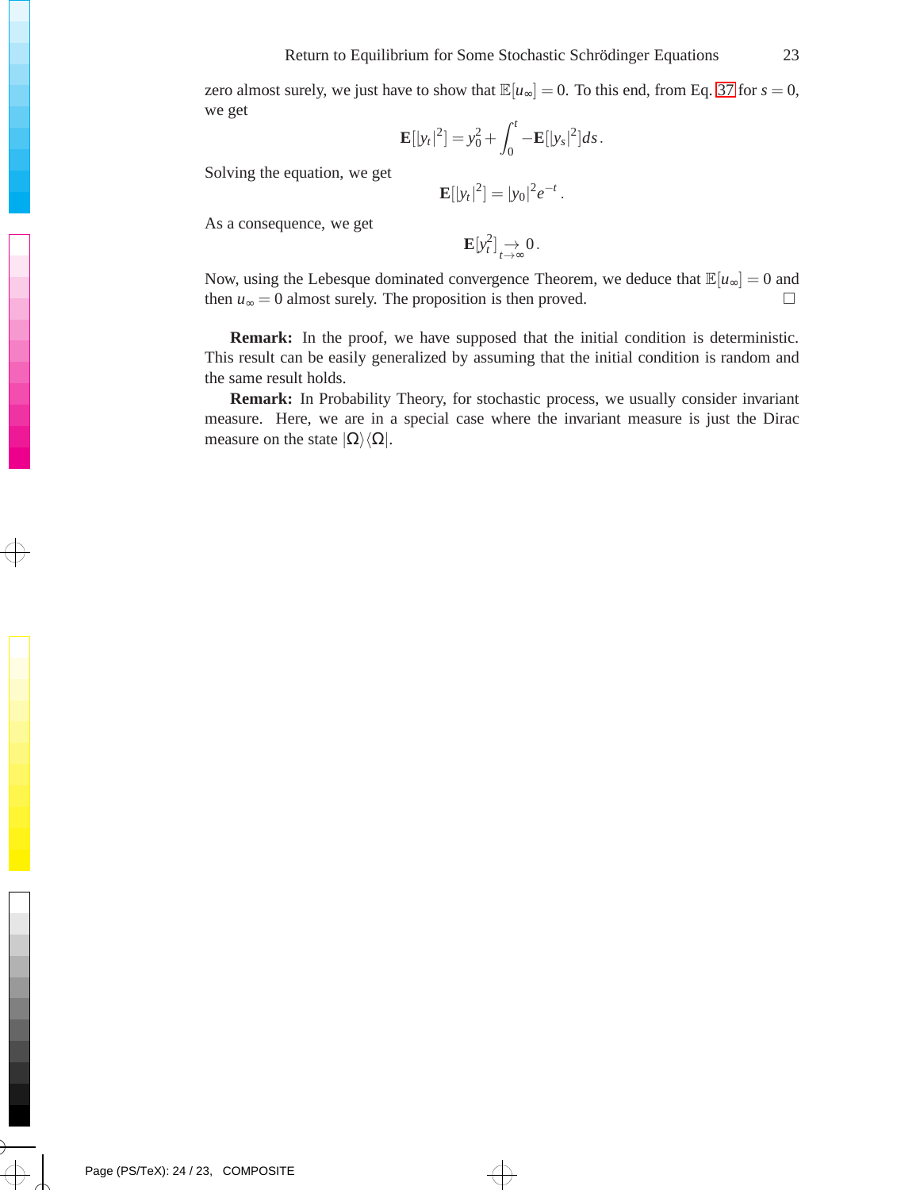zero almost surely, we just have to show that $\mathbb{E}[u_\infty] = 0$. To this end, from Eq. 37 for $s = 0$, we get

$$\mathbf{E}[|y_t|^2] = y_0^2 + \int_0^t -\mathbf{E}[|y_s|^2]ds\,.$$

Solving the equation, we get

$$\mathbf{E}[|y_t|^2] = |y_0|^2 e^{-t}\,.$$

As a consequence, we get

$$\mathbf{E}[y_t^2] \underset{t\to\infty}{\to} 0\,.$$

Now, using the Lebesque dominated convergence Theorem, we deduce that $\mathbb{E}[u_\infty] = 0$ and then $u_\infty = 0$ almost surely. The proposition is then proved. □

**Remark:** In the proof, we have supposed that the initial condition is deterministic. This result can be easily generalized by assuming that the initial condition is random and the same result holds.

**Remark:** In Probability Theory, for stochastic process, we usually consider invariant measure. Here, we are in a special case where the invariant measure is just the Dirac measure on the state $|\Omega\rangle\langle\Omega|$.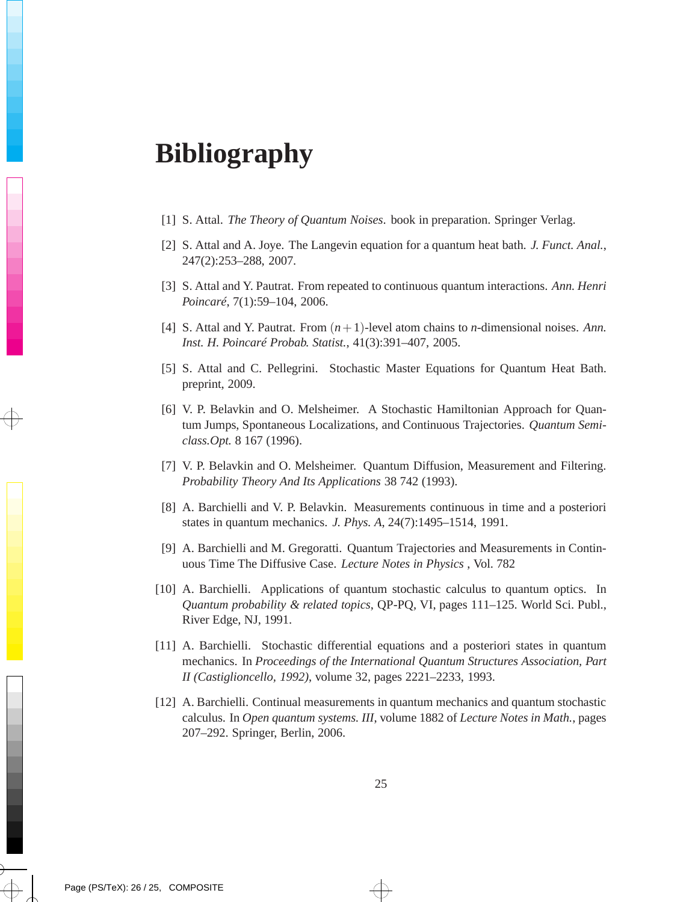# Bibliography

[1] S. Attal. *The Theory of Quantum Noises*. book in preparation. Springer Verlag.

[2] S. Attal and A. Joye. The Langevin equation for a quantum heat bath. *J. Funct. Anal.*, 247(2):253–288, 2007.

[3] S. Attal and Y. Pautrat. From repeated to continuous quantum interactions. *Ann. Henri Poincaré*, 7(1):59–104, 2006.

[4] S. Attal and Y. Pautrat. From $(n+1)$-level atom chains to $n$-dimensional noises. *Ann. Inst. H. Poincaré Probab. Statist.*, 41(3):391–407, 2005.

[5] S. Attal and C. Pellegrini. Stochastic Master Equations for Quantum Heat Bath. preprint, 2009.

[6] V. P. Belavkin and O. Melsheimer. A Stochastic Hamiltonian Approach for Quantum Jumps, Spontaneous Localizations, and Continuous Trajectories. *Quantum Semiclass.Opt.* 8 167 (1996).

[7] V. P. Belavkin and O. Melsheimer. Quantum Diffusion, Measurement and Filtering. *Probability Theory And Its Applications* 38 742 (1993).

[8] A. Barchielli and V. P. Belavkin. Measurements continuous in time and a posteriori states in quantum mechanics. *J. Phys. A*, 24(7):1495–1514, 1991.

[9] A. Barchielli and M. Gregoratti. Quantum Trajectories and Measurements in Continuous Time The Diffusive Case. *Lecture Notes in Physics* , Vol. 782

[10] A. Barchielli. Applications of quantum stochastic calculus to quantum optics. In *Quantum probability & related topics*, QP-PQ, VI, pages 111–125. World Sci. Publ., River Edge, NJ, 1991.

[11] A. Barchielli. Stochastic differential equations and a posteriori states in quantum mechanics. In *Proceedings of the International Quantum Structures Association, Part II (Castiglioncello, 1992)*, volume 32, pages 2221–2233, 1993.

[12] A. Barchielli. Continual measurements in quantum mechanics and quantum stochastic calculus. In *Open quantum systems. III*, volume 1882 of *Lecture Notes in Math.*, pages 207–292. Springer, Berlin, 2006.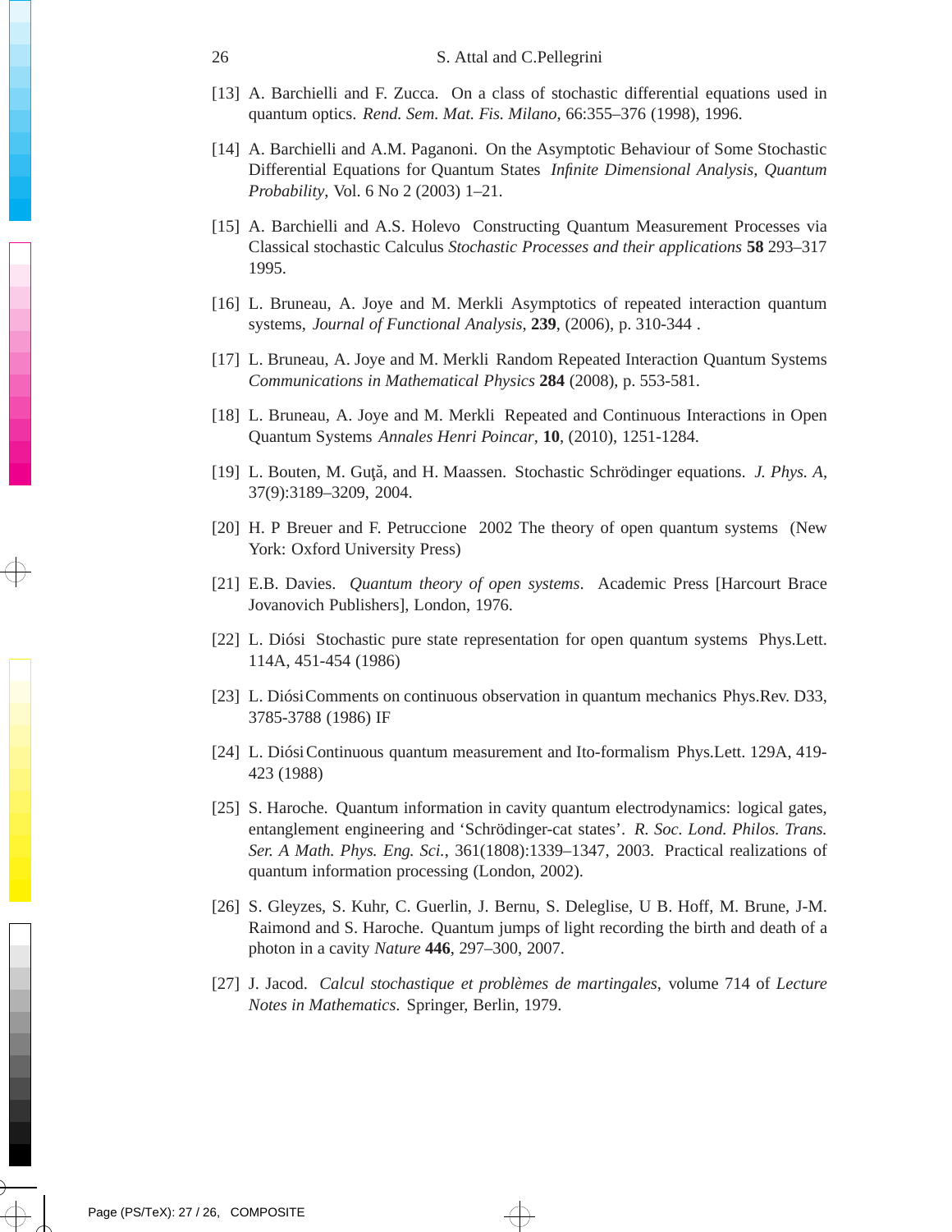[13] A. Barchielli and F. Zucca. On a class of stochastic differential equations used in quantum optics. *Rend. Sem. Mat. Fis. Milano*, 66:355–376 (1998), 1996.

[14] A. Barchielli and A.M. Paganoni. On the Asymptotic Behaviour of Some Stochastic Differential Equations for Quantum States *Infinite Dimensional Analysis*, *Quantum Probability*, Vol. 6 No 2 (2003) 1–21.

[15] A. Barchielli and A.S. Holevo Constructing Quantum Measurement Processes via Classical stochastic Calculus *Stochastic Processes and their applications* **58** 293–317 1995.

[16] L. Bruneau, A. Joye and M. Merkli Asymptotics of repeated interaction quantum systems, *Journal of Functional Analysis*, **239**, (2006), p. 310-344 .

[17] L. Bruneau, A. Joye and M. Merkli Random Repeated Interaction Quantum Systems *Communications in Mathematical Physics* **284** (2008), p. 553-581.

[18] L. Bruneau, A. Joye and M. Merkli Repeated and Continuous Interactions in Open Quantum Systems *Annales Henri Poincar*, **10**, (2010), 1251-1284.

[19] L. Bouten, M. Guţă, and H. Maassen. Stochastic Schrödinger equations. *J. Phys. A*, 37(9):3189–3209, 2004.

[20] H. P Breuer and F. Petruccione 2002 The theory of open quantum systems (New York: Oxford University Press)

[21] E.B. Davies. *Quantum theory of open systems*. Academic Press [Harcourt Brace Jovanovich Publishers], London, 1976.

[22] L. Diósi Stochastic pure state representation for open quantum systems Phys.Lett. 114A, 451-454 (1986)

[23] L. Diósi Comments on continuous observation in quantum mechanics Phys.Rev. D33, 3785-3788 (1986) IF

[24] L. Diósi Continuous quantum measurement and Ito-formalism Phys.Lett. 129A, 419-423 (1988)

[25] S. Haroche. Quantum information in cavity quantum electrodynamics: logical gates, entanglement engineering and 'Schrödinger-cat states'. *R. Soc. Lond. Philos. Trans. Ser. A Math. Phys. Eng. Sci.*, 361(1808):1339–1347, 2003. Practical realizations of quantum information processing (London, 2002).

[26] S. Gleyzes, S. Kuhr, C. Guerlin, J. Bernu, S. Deleglise, U B. Hoff, M. Brune, J-M. Raimond and S. Haroche. Quantum jumps of light recording the birth and death of a photon in a cavity *Nature* **446**, 297–300, 2007.

[27] J. Jacod. *Calcul stochastique et problèmes de martingales*, volume 714 of *Lecture Notes in Mathematics*. Springer, Berlin, 1979.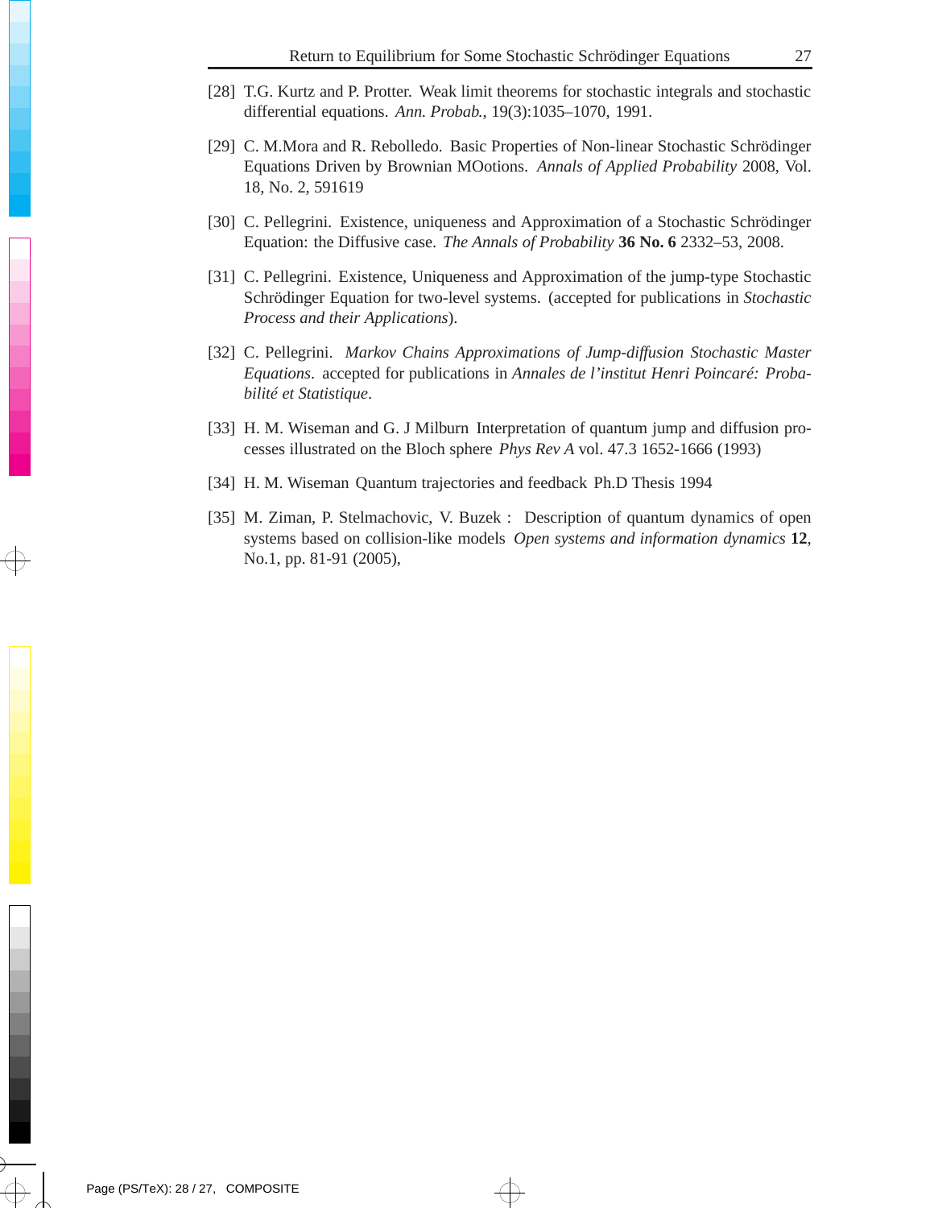[28] T.G. Kurtz and P. Protter. Weak limit theorems for stochastic integrals and stochastic differential equations. *Ann. Probab.*, 19(3):1035–1070, 1991.

[29] C. M.Mora and R. Rebolledo. Basic Properties of Non-linear Stochastic Schrödinger Equations Driven by Brownian MOotions. *Annals of Applied Probability* 2008, Vol. 18, No. 2, 591619

[30] C. Pellegrini. Existence, uniqueness and Approximation of a Stochastic Schrödinger Equation: the Diffusive case. *The Annals of Probability* **36 No. 6** 2332–53, 2008.

[31] C. Pellegrini. Existence, Uniqueness and Approximation of the jump-type Stochastic Schrödinger Equation for two-level systems. (accepted for publications in *Stochastic Process and their Applications*).

[32] C. Pellegrini. *Markov Chains Approximations of Jump-diffusion Stochastic Master Equations*. accepted for publications in *Annales de l'institut Henri Poincaré: Probabilité et Statistique*.

[33] H. M. Wiseman and G. J Milburn Interpretation of quantum jump and diffusion processes illustrated on the Bloch sphere *Phys Rev A* vol. 47.3 1652-1666 (1993)

[34] H. M. Wiseman Quantum trajectories and feedback Ph.D Thesis 1994

[35] M. Ziman, P. Stelmachovic, V. Buzek : Description of quantum dynamics of open systems based on collision-like models *Open systems and information dynamics* **12**, No.1, pp. 81-91 (2005),